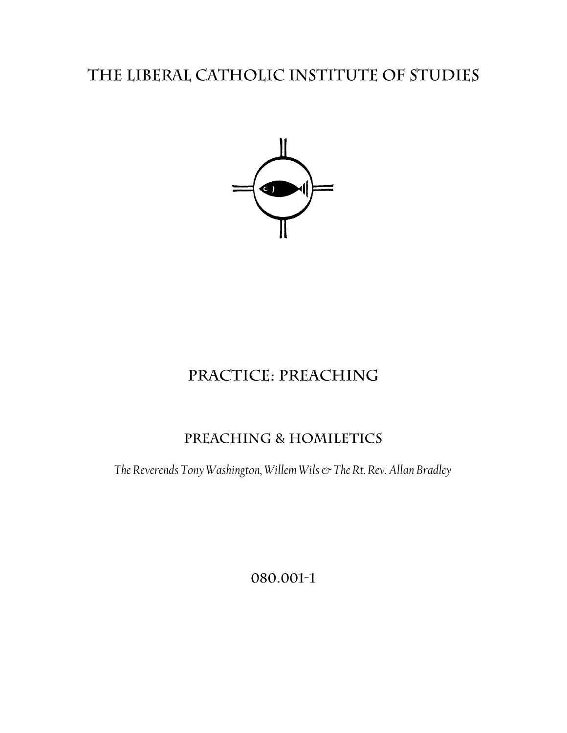# The Liberal Catholic Institute of Studies

# Practice: Preaching

## Preaching & Homiletics

*The Reverends Tony Washington, Willem Wils & The Rt. Rev. Allan Bradley*

080.001-1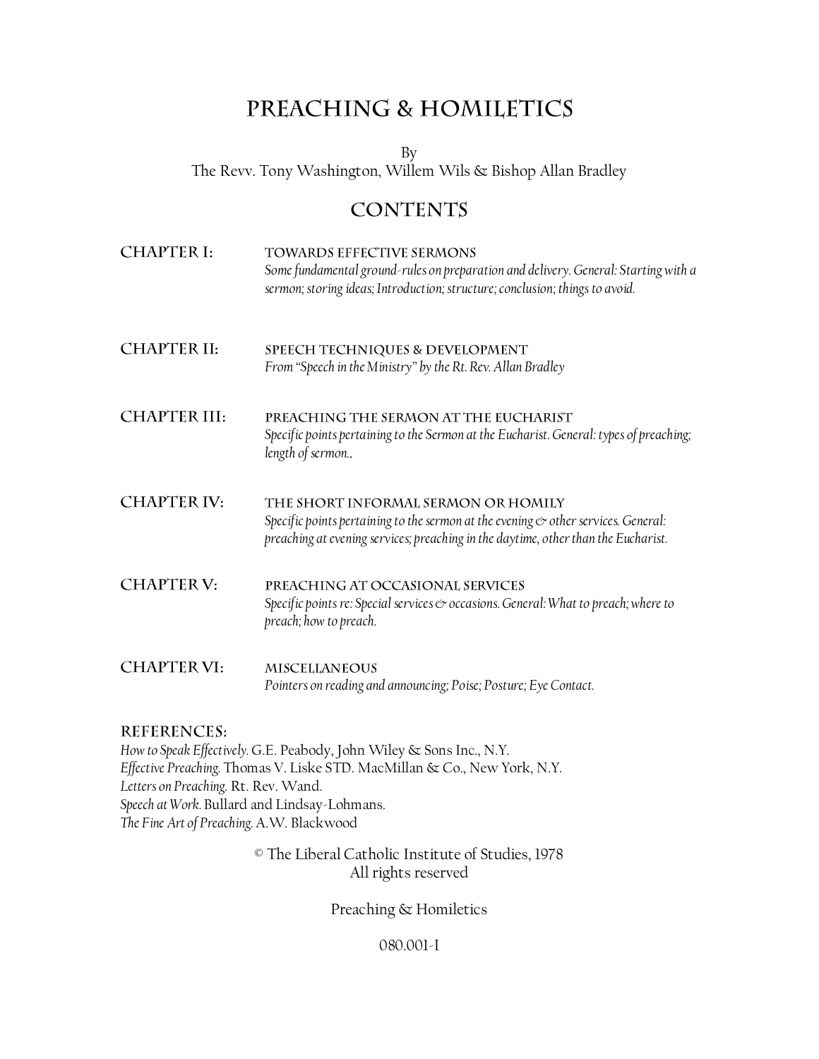# PREACHING & HOMILETICS

By
The Revv. Tony Washington, Willem Wils & Bishop Allan Bradley

## CONTENTS

| | |
|---|---|
| **CHAPTER I:** | **TOWARDS EFFECTIVE SERMONS**<br>*Some fundamental ground-rules on preparation and delivery. General: Starting with a sermon; storing ideas; Introduction; structure; conclusion; things to avoid.* |
| **CHAPTER II:** | **SPEECH TECHNIQUES & DEVELOPMENT**<br>*From "Speech in the Ministry" by the Rt. Rev. Allan Bradley* |
| **CHAPTER III:** | **PREACHING THE SERMON AT THE EUCHARIST**<br>*Specific points pertaining to the Sermon at the Eucharist. General: types of preaching; length of sermon..* |
| **CHAPTER IV:** | **THE SHORT INFORMAL SERMON OR HOMILY**<br>*Specific points pertaining to the sermon at the evening & other services. General: preaching at evening services; preaching in the daytime, other than the Eucharist.* |
| **CHAPTER V:** | **PREACHING AT OCCASIONAL SERVICES**<br>*Specific points re: Special services & occasions. General: What to preach; where to preach; how to preach.* |
| **CHAPTER VI:** | **MISCELLANEOUS**<br>*Pointers on reading and announcing; Poise; Posture; Eye Contact.* |

### REFERENCES:

*How to Speak Effectively.* G.E. Peabody, John Wiley & Sons Inc., N.Y.
*Effective Preaching.* Thomas V. Liske STD. MacMillan & Co., New York, N.Y.
*Letters on Preaching.* Rt. Rev. Wand.
*Speech at Work.* Bullard and Lindsay-Lohmans.
*The Fine Art of Preaching.* A.W. Blackwood

© The Liberal Catholic Institute of Studies, 1978
All rights reserved

Preaching & Homiletics

080.001-I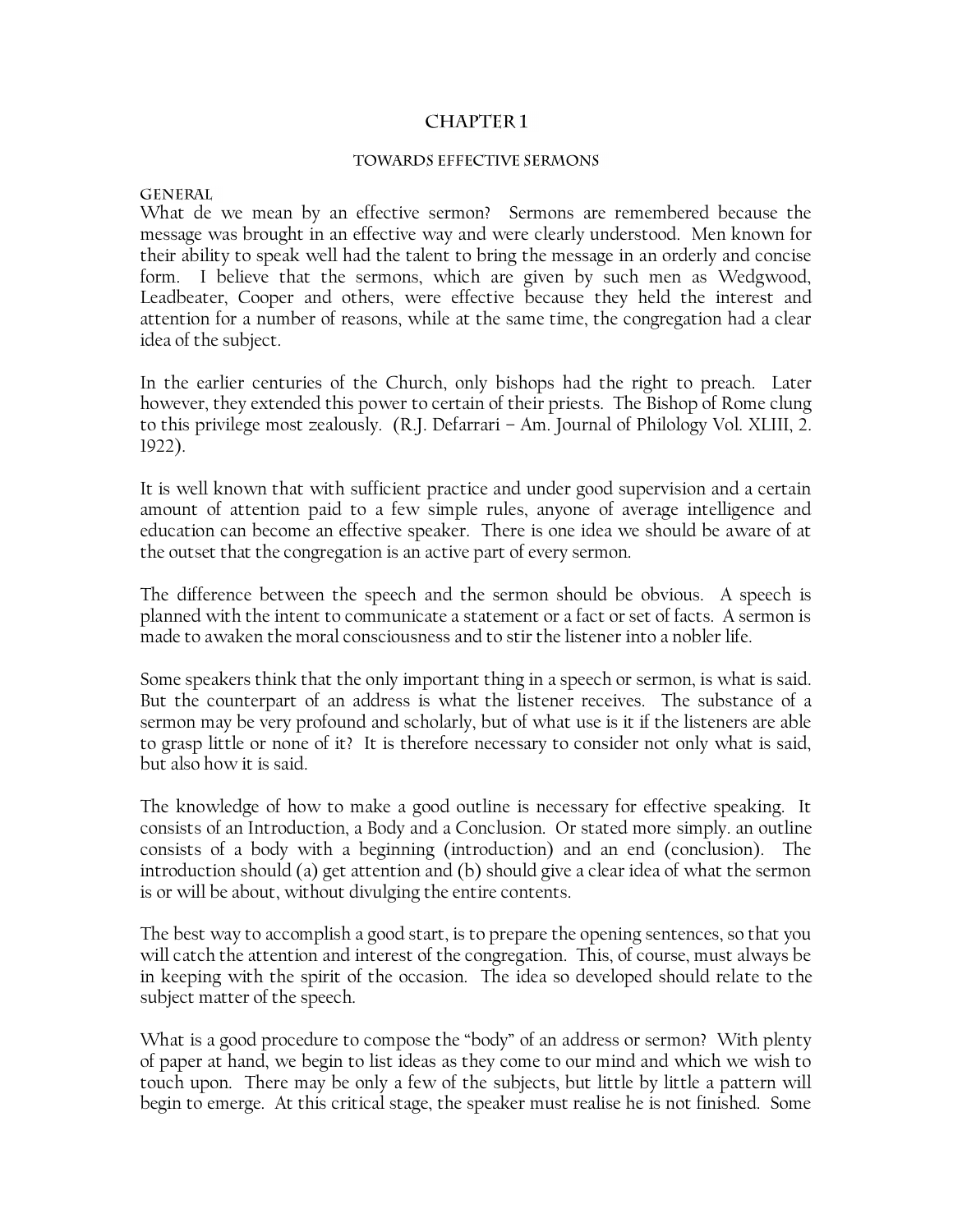# CHAPTER 1

## TOWARDS EFFECTIVE SERMONS

### GENERAL

What de we mean by an effective sermon? Sermons are remembered because the message was brought in an effective way and were clearly understood. Men known for their ability to speak well had the talent to bring the message in an orderly and concise form. I believe that the sermons, which are given by such men as Wedgwood, Leadbeater, Cooper and others, were effective because they held the interest and attention for a number of reasons, while at the same time, the congregation had a clear idea of the subject.

In the earlier centuries of the Church, only bishops had the right to preach. Later however, they extended this power to certain of their priests. The Bishop of Rome clung to this privilege most zealously. (R.J. Defarrari – Am. Journal of Philology Vol. XLIII, 2. 1922).

It is well known that with sufficient practice and under good supervision and a certain amount of attention paid to a few simple rules, anyone of average intelligence and education can become an effective speaker. There is one idea we should be aware of at the outset that the congregation is an active part of every sermon.

The difference between the speech and the sermon should be obvious. A speech is planned with the intent to communicate a statement or a fact or set of facts. A sermon is made to awaken the moral consciousness and to stir the listener into a nobler life.

Some speakers think that the only important thing in a speech or sermon, is what is said. But the counterpart of an address is what the listener receives. The substance of a sermon may be very profound and scholarly, but of what use is it if the listeners are able to grasp little or none of it? It is therefore necessary to consider not only what is said, but also how it is said.

The knowledge of how to make a good outline is necessary for effective speaking. It consists of an Introduction, a Body and a Conclusion. Or stated more simply. an outline consists of a body with a beginning (introduction) and an end (conclusion). The introduction should (a) get attention and (b) should give a clear idea of what the sermon is or will be about, without divulging the entire contents.

The best way to accomplish a good start, is to prepare the opening sentences, so that you will catch the attention and interest of the congregation. This, of course, must always be in keeping with the spirit of the occasion. The idea so developed should relate to the subject matter of the speech.

What is a good procedure to compose the "body" of an address or sermon? With plenty of paper at hand, we begin to list ideas as they come to our mind and which we wish to touch upon. There may be only a few of the subjects, but little by little a pattern will begin to emerge. At this critical stage, the speaker must realise he is not finished. Some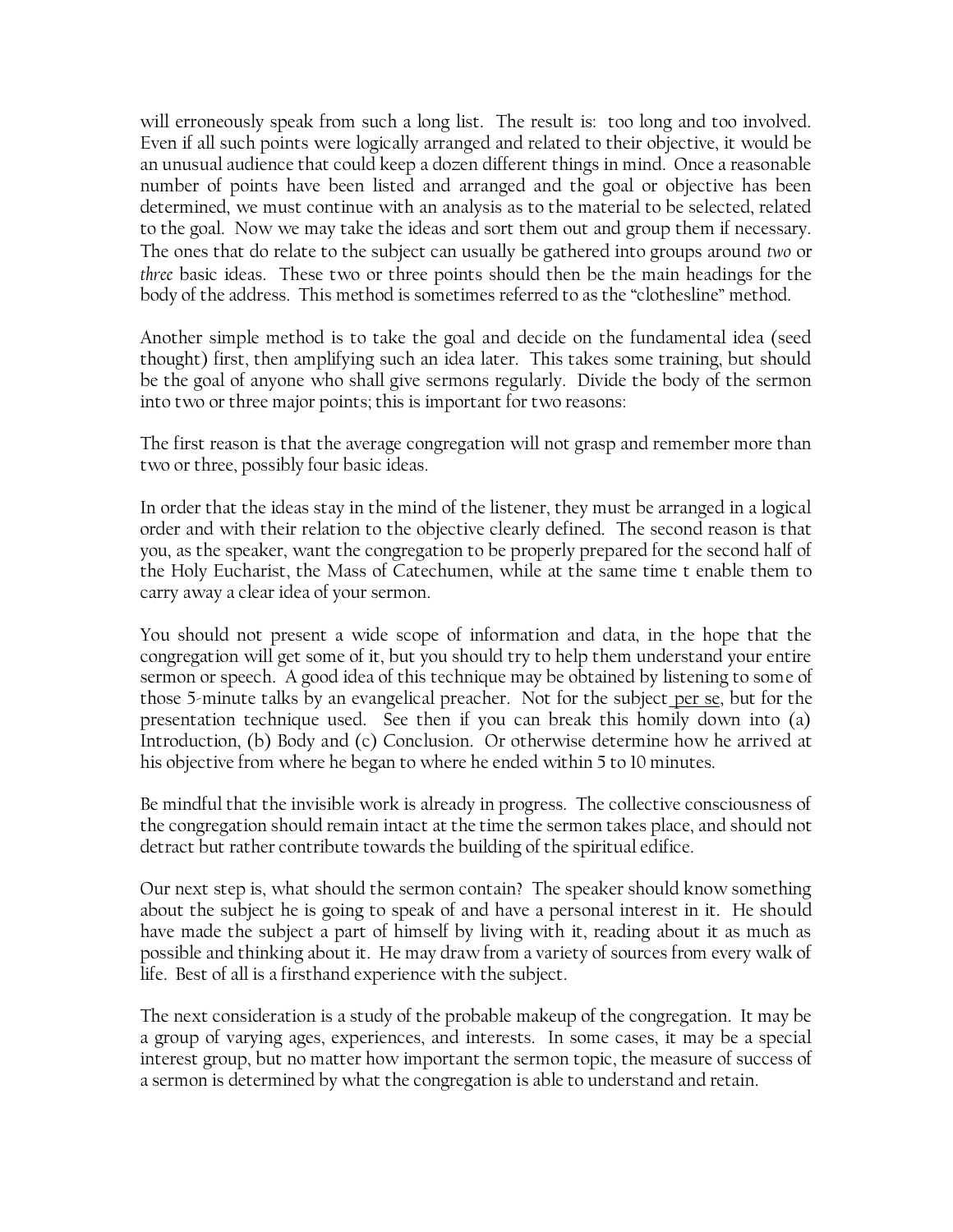will erroneously speak from such a long list. The result is: too long and too involved. Even if all such points were logically arranged and related to their objective, it would be an unusual audience that could keep a dozen different things in mind. Once a reasonable number of points have been listed and arranged and the goal or objective has been determined, we must continue with an analysis as to the material to be selected, related to the goal. Now we may take the ideas and sort them out and group them if necessary. The ones that do relate to the subject can usually be gathered into groups around *two* or *three* basic ideas. These two or three points should then be the main headings for the body of the address. This method is sometimes referred to as the "clothesline" method.

Another simple method is to take the goal and decide on the fundamental idea (seed thought) first, then amplifying such an idea later. This takes some training, but should be the goal of anyone who shall give sermons regularly. Divide the body of the sermon into two or three major points; this is important for two reasons:

The first reason is that the average congregation will not grasp and remember more than two or three, possibly four basic ideas.

In order that the ideas stay in the mind of the listener, they must be arranged in a logical order and with their relation to the objective clearly defined. The second reason is that you, as the speaker, want the congregation to be properly prepared for the second half of the Holy Eucharist, the Mass of Catechumen, while at the same time t enable them to carry away a clear idea of your sermon.

You should not present a wide scope of information and data, in the hope that the congregation will get some of it, but you should try to help them understand your entire sermon or speech. A good idea of this technique may be obtained by listening to some of those 5-minute talks by an evangelical preacher. Not for the subject per se, but for the presentation technique used. See then if you can break this homily down into (a) Introduction, (b) Body and (c) Conclusion. Or otherwise determine how he arrived at his objective from where he began to where he ended within 5 to 10 minutes.

Be mindful that the invisible work is already in progress. The collective consciousness of the congregation should remain intact at the time the sermon takes place, and should not detract but rather contribute towards the building of the spiritual edifice.

Our next step is, what should the sermon contain? The speaker should know something about the subject he is going to speak of and have a personal interest in it. He should have made the subject a part of himself by living with it, reading about it as much as possible and thinking about it. He may draw from a variety of sources from every walk of life. Best of all is a firsthand experience with the subject.

The next consideration is a study of the probable makeup of the congregation. It may be a group of varying ages, experiences, and interests. In some cases, it may be a special interest group, but no matter how important the sermon topic, the measure of success of a sermon is determined by what the congregation is able to understand and retain.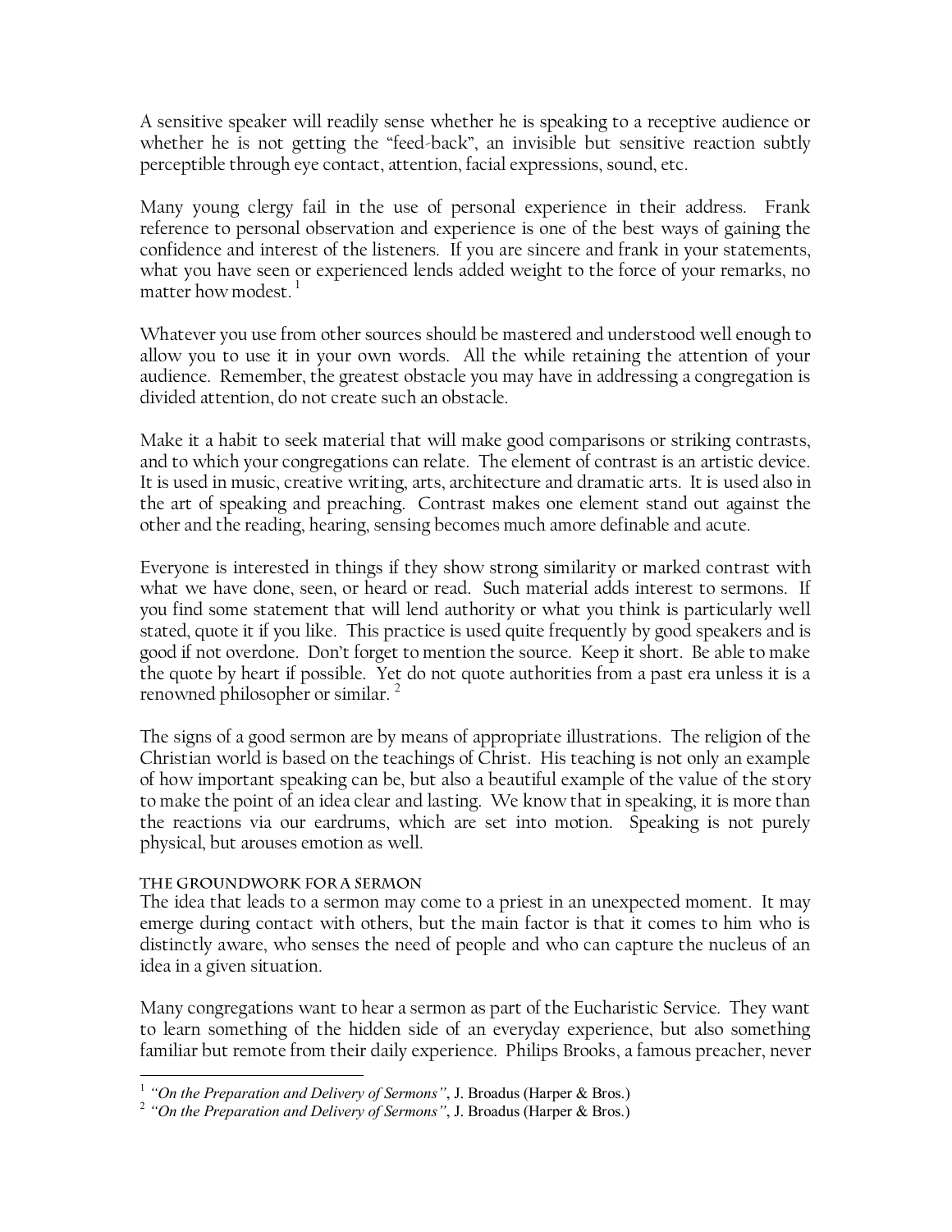A sensitive speaker will readily sense whether he is speaking to a receptive audience or whether he is not getting the "feed-back", an invisible but sensitive reaction subtly perceptible through eye contact, attention, facial expressions, sound, etc.

Many young clergy fail in the use of personal experience in their address. Frank reference to personal observation and experience is one of the best ways of gaining the confidence and interest of the listeners. If you are sincere and frank in your statements, what you have seen or experienced lends added weight to the force of your remarks, no matter how modest. [1]

Whatever you use from other sources should be mastered and understood well enough to allow you to use it in your own words. All the while retaining the attention of your audience. Remember, the greatest obstacle you may have in addressing a congregation is divided attention, do not create such an obstacle.

Make it a habit to seek material that will make good comparisons or striking contrasts, and to which your congregations can relate. The element of contrast is an artistic device. It is used in music, creative writing, arts, architecture and dramatic arts. It is used also in the art of speaking and preaching. Contrast makes one element stand out against the other and the reading, hearing, sensing becomes much amore definable and acute.

Everyone is interested in things if they show strong similarity or marked contrast with what we have done, seen, or heard or read. Such material adds interest to sermons. If you find some statement that will lend authority or what you think is particularly well stated, quote it if you like. This practice is used quite frequently by good speakers and is good if not overdone. Don't forget to mention the source. Keep it short. Be able to make the quote by heart if possible. Yet do not quote authorities from a past era unless it is a renowned philosopher or similar. [2]

The signs of a good sermon are by means of appropriate illustrations. The religion of the Christian world is based on the teachings of Christ. His teaching is not only an example of how important speaking can be, but also a beautiful example of the value of the story to make the point of an idea clear and lasting. We know that in speaking, it is more than the reactions via our eardrums, which are set into motion. Speaking is not purely physical, but arouses emotion as well.

### The Groundwork for a Sermon

The idea that leads to a sermon may come to a priest in an unexpected moment. It may emerge during contact with others, but the main factor is that it comes to him who is distinctly aware, who senses the need of people and who can capture the nucleus of an idea in a given situation.

Many congregations want to hear a sermon as part of the Eucharistic Service. They want to learn something of the hidden side of an everyday experience, but also something familiar but remote from their daily experience. Philips Brooks, a famous preacher, never

---

[1] *"On the Preparation and Delivery of Sermons"*, J. Broadus (Harper & Bros.)

[2] *"On the Preparation and Delivery of Sermons"*, J. Broadus (Harper & Bros.)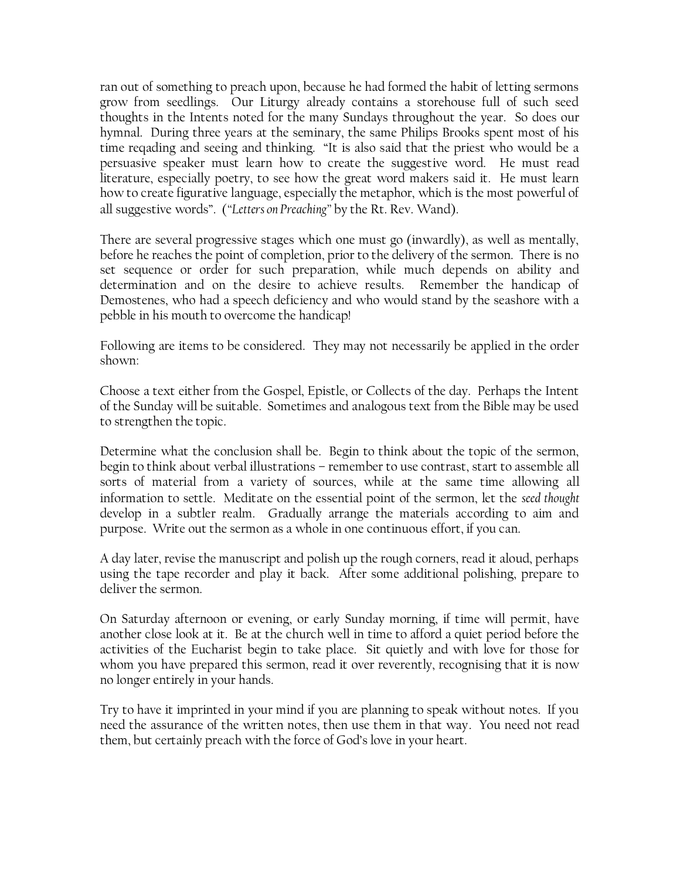ran out of something to preach upon, because he had formed the habit of letting sermons grow from seedlings. Our Liturgy already contains a storehouse full of such seed thoughts in the Intents noted for the many Sundays throughout the year. So does our hymnal. During three years at the seminary, the same Philips Brooks spent most of his time reqading and seeing and thinking. "It is also said that the priest who would be a persuasive speaker must learn how to create the suggestive word. He must read literature, especially poetry, to see how the great word makers said it. He must learn how to create figurative language, especially the metaphor, which is the most powerful of all suggestive words". (*"Letters on Preaching"* by the Rt. Rev. Wand).

There are several progressive stages which one must go (inwardly), as well as mentally, before he reaches the point of completion, prior to the delivery of the sermon. There is no set sequence or order for such preparation, while much depends on ability and determination and on the desire to achieve results. Remember the handicap of Demostenes, who had a speech deficiency and who would stand by the seashore with a pebble in his mouth to overcome the handicap!

Following are items to be considered. They may not necessarily be applied in the order shown:

Choose a text either from the Gospel, Epistle, or Collects of the day. Perhaps the Intent of the Sunday will be suitable. Sometimes and analogous text from the Bible may be used to strengthen the topic.

Determine what the conclusion shall be. Begin to think about the topic of the sermon, begin to think about verbal illustrations – remember to use contrast, start to assemble all sorts of material from a variety of sources, while at the same time allowing all information to settle. Meditate on the essential point of the sermon, let the *seed thought* develop in a subtler realm. Gradually arrange the materials according to aim and purpose. Write out the sermon as a whole in one continuous effort, if you can.

A day later, revise the manuscript and polish up the rough corners, read it aloud, perhaps using the tape recorder and play it back. After some additional polishing, prepare to deliver the sermon.

On Saturday afternoon or evening, or early Sunday morning, if time will permit, have another close look at it. Be at the church well in time to afford a quiet period before the activities of the Eucharist begin to take place. Sit quietly and with love for those for whom you have prepared this sermon, read it over reverently, recognising that it is now no longer entirely in your hands.

Try to have it imprinted in your mind if you are planning to speak without notes. If you need the assurance of the written notes, then use them in that way. You need not read them, but certainly preach with the force of God's love in your heart.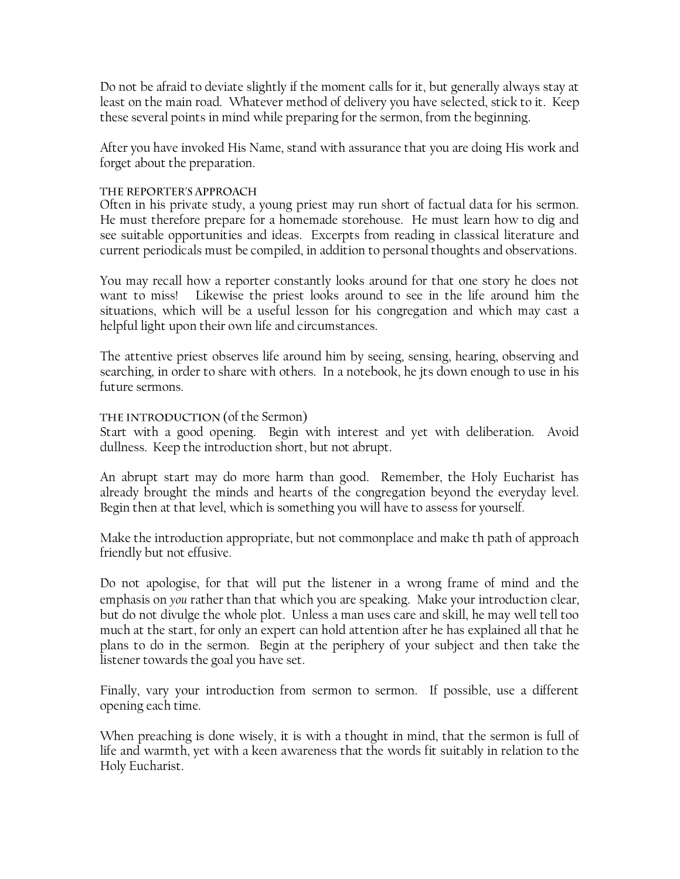Do not be afraid to deviate slightly if the moment calls for it, but generally always stay at least on the main road. Whatever method of delivery you have selected, stick to it. Keep these several points in mind while preparing for the sermon, from the beginning.

After you have invoked His Name, stand with assurance that you are doing His work and forget about the preparation.

### THE REPORTER'S APPROACH

Often in his private study, a young priest may run short of factual data for his sermon. He must therefore prepare for a homemade storehouse. He must learn how to dig and see suitable opportunities and ideas. Excerpts from reading in classical literature and current periodicals must be compiled, in addition to personal thoughts and observations.

You may recall how a reporter constantly looks around for that one story he does not want to miss! Likewise the priest looks around to see in the life around him the situations, which will be a useful lesson for his congregation and which may cast a helpful light upon their own life and circumstances.

The attentive priest observes life around him by seeing, sensing, hearing, observing and searching, in order to share with others. In a notebook, he jts down enough to use in his future sermons.

### THE INTRODUCTION (of the Sermon)

Start with a good opening. Begin with interest and yet with deliberation. Avoid dullness. Keep the introduction short, but not abrupt.

An abrupt start may do more harm than good. Remember, the Holy Eucharist has already brought the minds and hearts of the congregation beyond the everyday level. Begin then at that level, which is something you will have to assess for yourself.

Make the introduction appropriate, but not commonplace and make th path of approach friendly but not effusive.

Do not apologise, for that will put the listener in a wrong frame of mind and the emphasis on *you* rather than that which you are speaking. Make your introduction clear, but do not divulge the whole plot. Unless a man uses care and skill, he may well tell too much at the start, for only an expert can hold attention after he has explained all that he plans to do in the sermon. Begin at the periphery of your subject and then take the listener towards the goal you have set.

Finally, vary your introduction from sermon to sermon. If possible, use a different opening each time.

When preaching is done wisely, it is with a thought in mind, that the sermon is full of life and warmth, yet with a keen awareness that the words fit suitably in relation to the Holy Eucharist.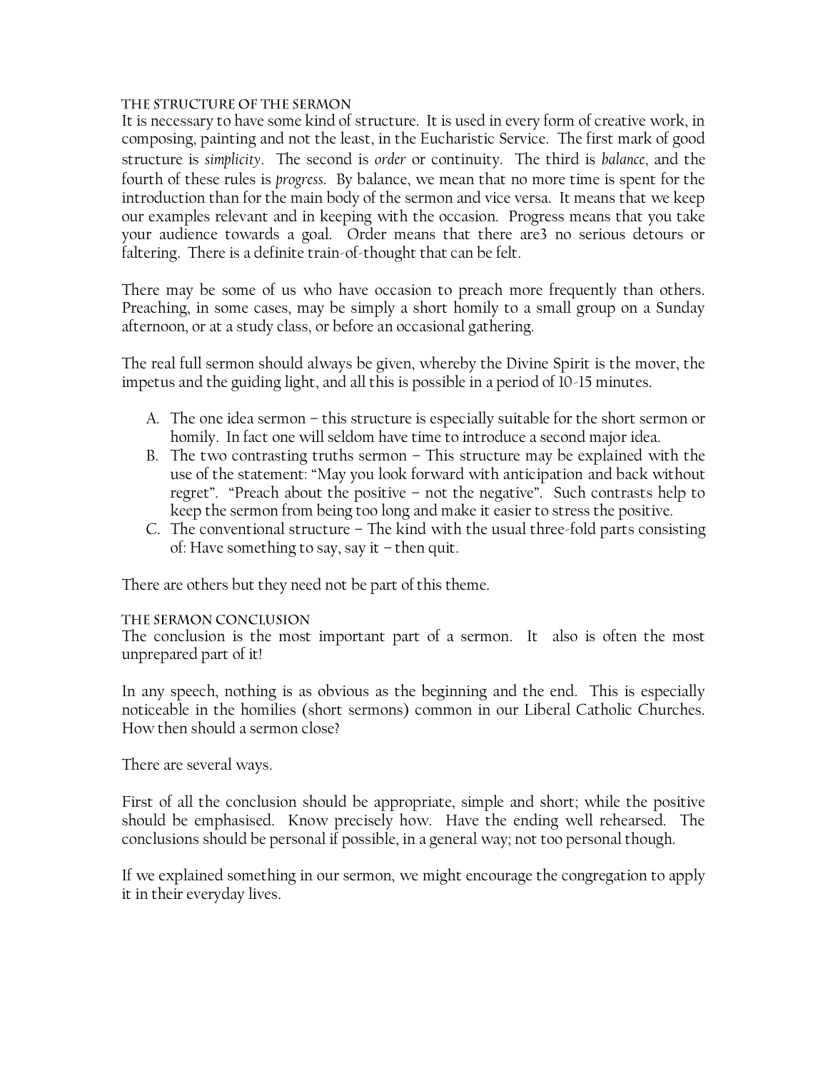## The Structure of the Sermon

It is necessary to have some kind of structure. It is used in every form of creative work, in composing, painting and not the least, in the Eucharistic Service. The first mark of good structure is *simplicity*. The second is *order* or continuity. The third is *balance*, and the fourth of these rules is *progress*. By balance, we mean that no more time is spent for the introduction than for the main body of the sermon and vice versa. It means that we keep our examples relevant and in keeping with the occasion. Progress means that you take your audience towards a goal. Order means that there are3 no serious detours or faltering. There is a definite train-of-thought that can be felt.

There may be some of us who have occasion to preach more frequently than others. Preaching, in some cases, may be simply a short homily to a small group on a Sunday afternoon, or at a study class, or before an occasional gathering.

The real full sermon should always be given, whereby the Divine Spirit is the mover, the impetus and the guiding light, and all this is possible in a period of 10-15 minutes.

A. The one idea sermon – this structure is especially suitable for the short sermon or homily. In fact one will seldom have time to introduce a second major idea.
B. The two contrasting truths sermon – This structure may be explained with the use of the statement: "May you look forward with anticipation and back without regret". "Preach about the positive – not the negative". Such contrasts help to keep the sermon from being too long and make it easier to stress the positive.
C. The conventional structure – The kind with the usual three-fold parts consisting of: Have something to say, say it – then quit.

There are others but they need not be part of this theme.

## The Sermon Conclusion

The conclusion is the most important part of a sermon. It also is often the most unprepared part of it!

In any speech, nothing is as obvious as the beginning and the end. This is especially noticeable in the homilies (short sermons) common in our Liberal Catholic Churches. How then should a sermon close?

There are several ways.

First of all the conclusion should be appropriate, simple and short; while the positive should be emphasised. Know precisely how. Have the ending well rehearsed. The conclusions should be personal if possible, in a general way; not too personal though.

If we explained something in our sermon, we might encourage the congregation to apply it in their everyday lives.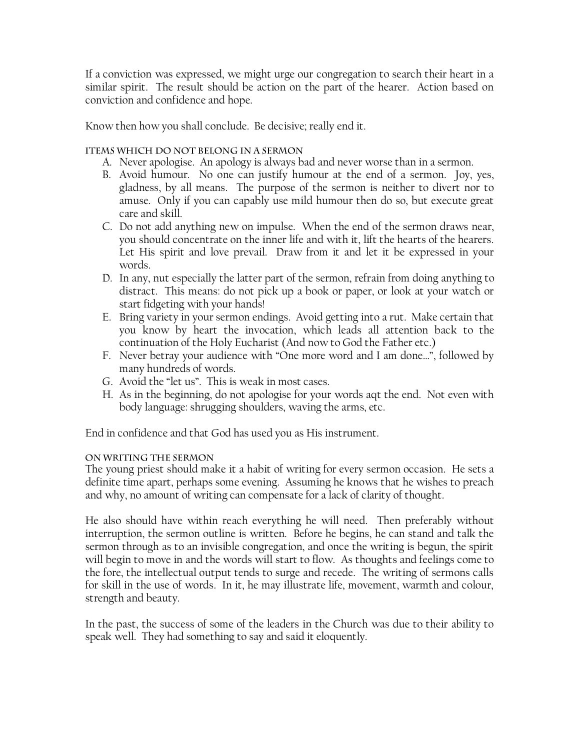If a conviction was expressed, we might urge our congregation to search their heart in a similar spirit. The result should be action on the part of the hearer. Action based on conviction and confidence and hope.

Know then how you shall conclude. Be decisive; really end it.

### Items which do not belong in a sermon

A. Never apologise. An apology is always bad and never worse than in a sermon.
B. Avoid humour. No one can justify humour at the end of a sermon. Joy, yes, gladness, by all means. The purpose of the sermon is neither to divert nor to amuse. Only if you can capably use mild humour then do so, but execute great care and skill.
C. Do not add anything new on impulse. When the end of the sermon draws near, you should concentrate on the inner life and with it, lift the hearts of the hearers. Let His spirit and love prevail. Draw from it and let it be expressed in your words.
D. In any, nut especially the latter part of the sermon, refrain from doing anything to distract. This means: do not pick up a book or paper, or look at your watch or start fidgeting with your hands!
E. Bring variety in your sermon endings. Avoid getting into a rut. Make certain that you know by heart the invocation, which leads all attention back to the continuation of the Holy Eucharist (And now to God the Father etc.)
F. Never betray your audience with "One more word and I am done…", followed by many hundreds of words.
G. Avoid the "let us". This is weak in most cases.
H. As in the beginning, do not apologise for your words aqt the end. Not even with body language: shrugging shoulders, waving the arms, etc.

End in confidence and that God has used you as His instrument.

### On writing the sermon

The young priest should make it a habit of writing for every sermon occasion. He sets a definite time apart, perhaps some evening. Assuming he knows that he wishes to preach and why, no amount of writing can compensate for a lack of clarity of thought.

He also should have within reach everything he will need. Then preferably without interruption, the sermon outline is written. Before he begins, he can stand and talk the sermon through as to an invisible congregation, and once the writing is begun, the spirit will begin to move in and the words will start to flow. As thoughts and feelings come to the fore, the intellectual output tends to surge and recede. The writing of sermons calls for skill in the use of words. In it, he may illustrate life, movement, warmth and colour, strength and beauty.

In the past, the success of some of the leaders in the Church was due to their ability to speak well. They had something to say and said it eloquently.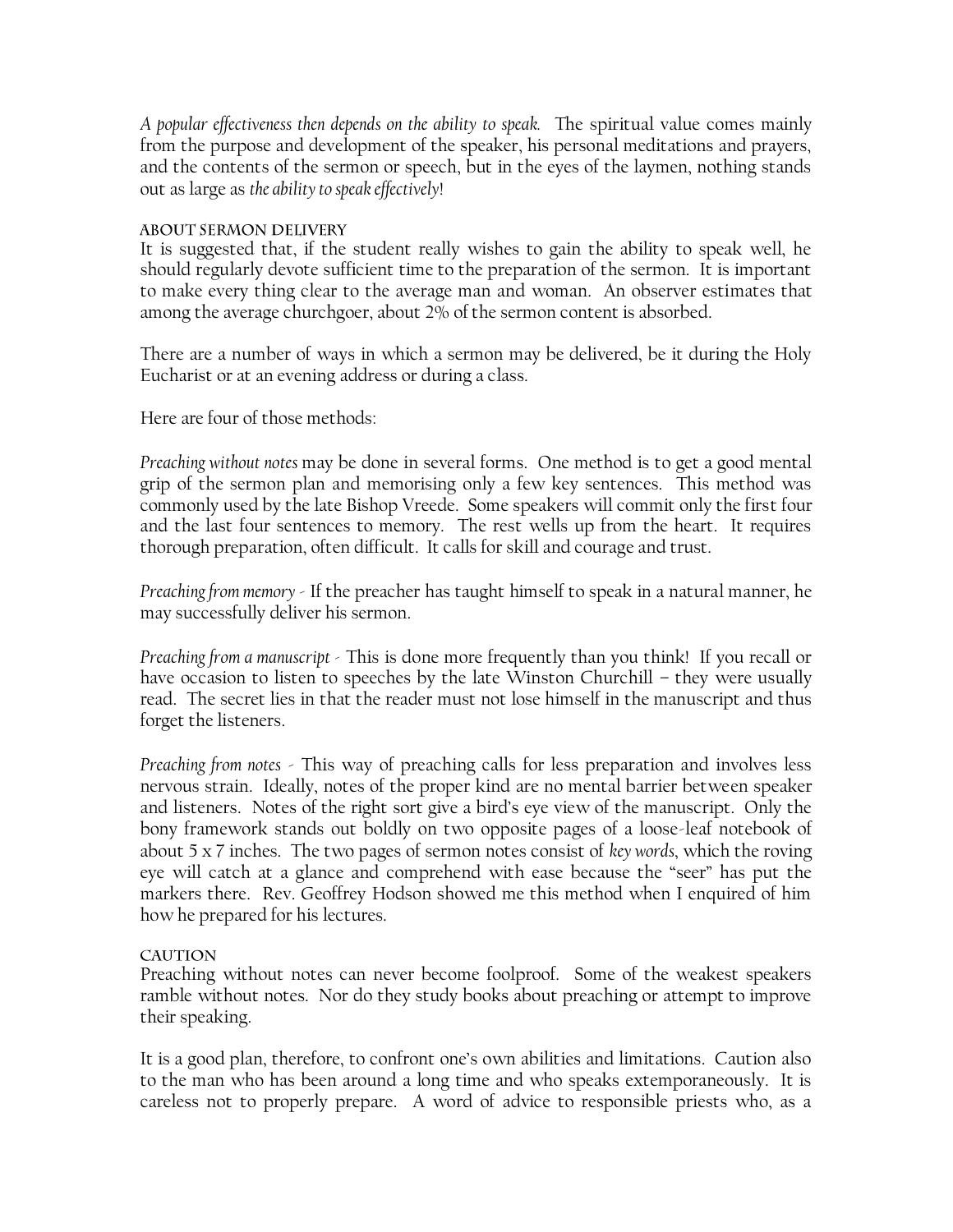*A popular effectiveness then depends on the ability to speak.* The spiritual value comes mainly from the purpose and development of the speaker, his personal meditations and prayers, and the contents of the sermon or speech, but in the eyes of the laymen, nothing stands out as large as *the ability to speak effectively*!

#### ABOUT SERMON DELIVERY

It is suggested that, if the student really wishes to gain the ability to speak well, he should regularly devote sufficient time to the preparation of the sermon. It is important to make every thing clear to the average man and woman. An observer estimates that among the average churchgoer, about 2% of the sermon content is absorbed.

There are a number of ways in which a sermon may be delivered, be it during the Holy Eucharist or at an evening address or during a class.

Here are four of those methods:

*Preaching without notes* may be done in several forms. One method is to get a good mental grip of the sermon plan and memorising only a few key sentences. This method was commonly used by the late Bishop Vreede. Some speakers will commit only the first four and the last four sentences to memory. The rest wells up from the heart. It requires thorough preparation, often difficult. It calls for skill and courage and trust.

*Preaching from memory* - If the preacher has taught himself to speak in a natural manner, he may successfully deliver his sermon.

*Preaching from a manuscript* - This is done more frequently than you think! If you recall or have occasion to listen to speeches by the late Winston Churchill – they were usually read. The secret lies in that the reader must not lose himself in the manuscript and thus forget the listeners.

*Preaching from notes* - This way of preaching calls for less preparation and involves less nervous strain. Ideally, notes of the proper kind are no mental barrier between speaker and listeners. Notes of the right sort give a bird's eye view of the manuscript. Only the bony framework stands out boldly on two opposite pages of a loose-leaf notebook of about 5 x 7 inches. The two pages of sermon notes consist of *key words*, which the roving eye will catch at a glance and comprehend with ease because the "seer" has put the markers there. Rev. Geoffrey Hodson showed me this method when I enquired of him how he prepared for his lectures.

#### CAUTION

Preaching without notes can never become foolproof. Some of the weakest speakers ramble without notes. Nor do they study books about preaching or attempt to improve their speaking.

It is a good plan, therefore, to confront one's own abilities and limitations. Caution also to the man who has been around a long time and who speaks extemporaneously. It is careless not to properly prepare. A word of advice to responsible priests who, as a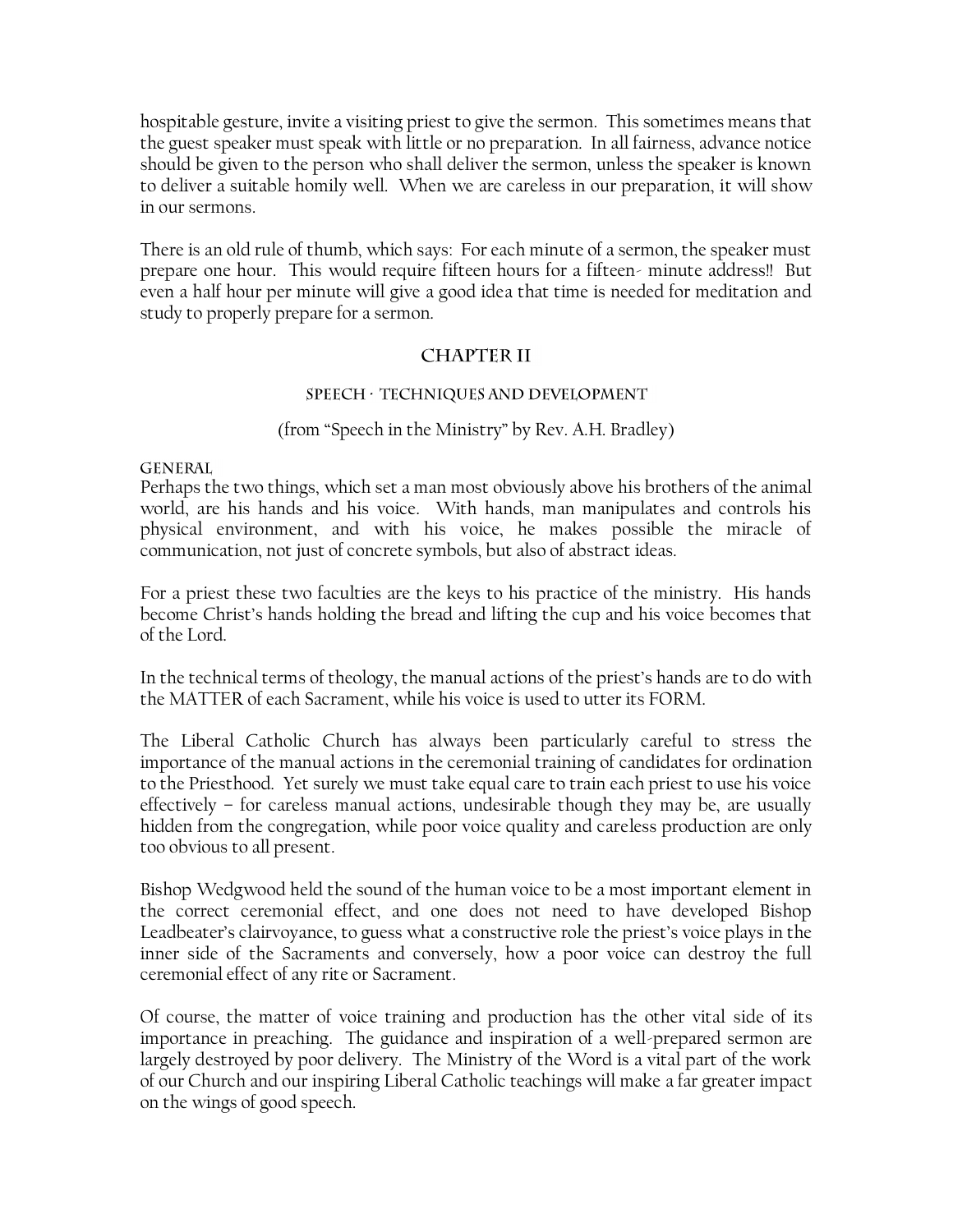hospitable gesture, invite a visiting priest to give the sermon. This sometimes means that the guest speaker must speak with little or no preparation. In all fairness, advance notice should be given to the person who shall deliver the sermon, unless the speaker is known to deliver a suitable homily well. When we are careless in our preparation, it will show in our sermons.

There is an old rule of thumb, which says: For each minute of a sermon, the speaker must prepare one hour. This would require fifteen hours for a fifteen- minute address!! But even a half hour per minute will give a good idea that time is needed for meditation and study to properly prepare for a sermon.

## CHAPTER II

### SPEECH - TECHNIQUES AND DEVELOPMENT

(from "Speech in the Ministry" by Rev. A.H. Bradley)

#### GENERAL

Perhaps the two things, which set a man most obviously above his brothers of the animal world, are his hands and his voice. With hands, man manipulates and controls his physical environment, and with his voice, he makes possible the miracle of communication, not just of concrete symbols, but also of abstract ideas.

For a priest these two faculties are the keys to his practice of the ministry. His hands become Christ's hands holding the bread and lifting the cup and his voice becomes that of the Lord.

In the technical terms of theology, the manual actions of the priest's hands are to do with the MATTER of each Sacrament, while his voice is used to utter its FORM.

The Liberal Catholic Church has always been particularly careful to stress the importance of the manual actions in the ceremonial training of candidates for ordination to the Priesthood. Yet surely we must take equal care to train each priest to use his voice effectively – for careless manual actions, undesirable though they may be, are usually hidden from the congregation, while poor voice quality and careless production are only too obvious to all present.

Bishop Wedgwood held the sound of the human voice to be a most important element in the correct ceremonial effect, and one does not need to have developed Bishop Leadbeater's clairvoyance, to guess what a constructive role the priest's voice plays in the inner side of the Sacraments and conversely, how a poor voice can destroy the full ceremonial effect of any rite or Sacrament.

Of course, the matter of voice training and production has the other vital side of its importance in preaching. The guidance and inspiration of a well-prepared sermon are largely destroyed by poor delivery. The Ministry of the Word is a vital part of the work of our Church and our inspiring Liberal Catholic teachings will make a far greater impact on the wings of good speech.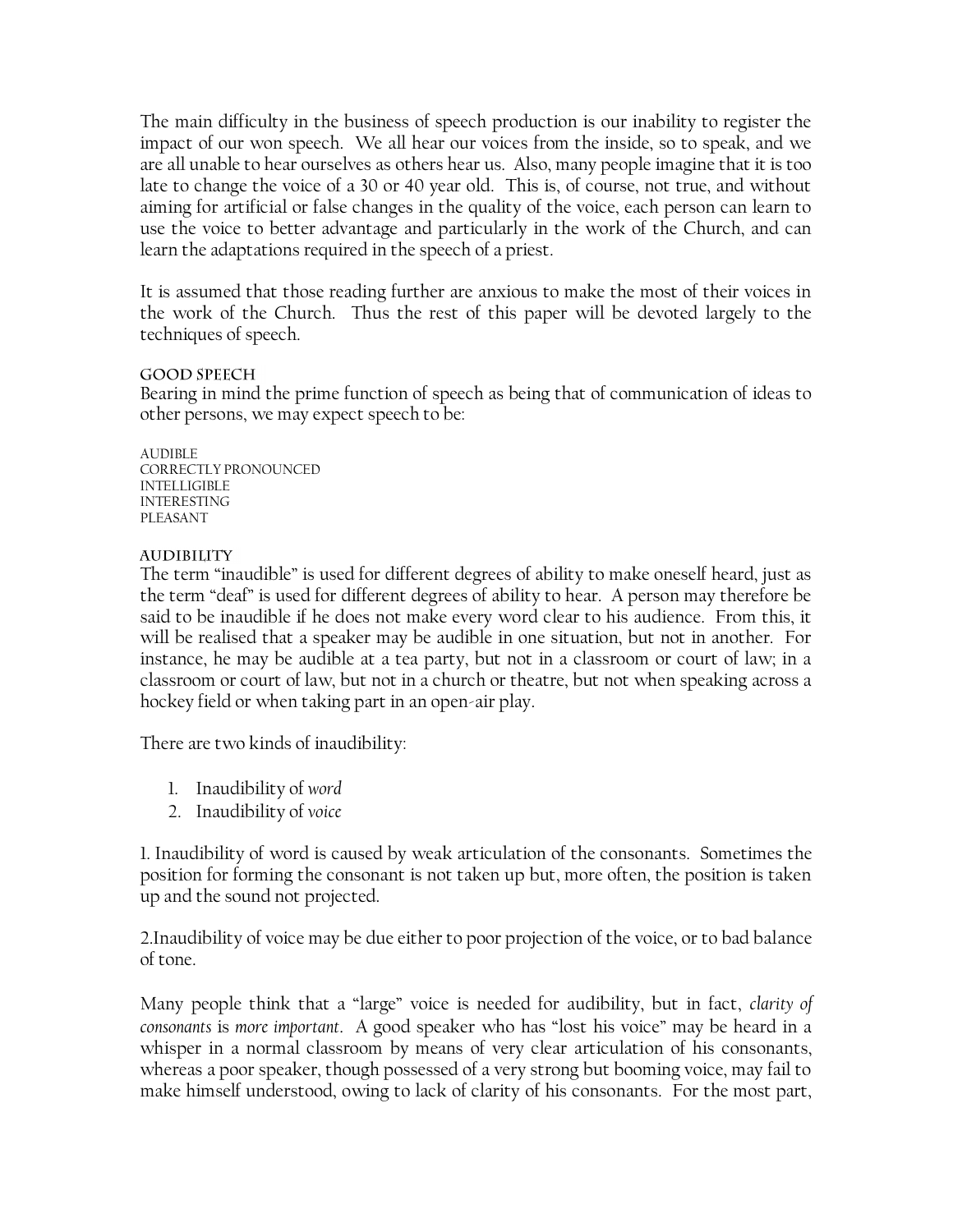The main difficulty in the business of speech production is our inability to register the impact of our won speech. We all hear our voices from the inside, so to speak, and we are all unable to hear ourselves as others hear us. Also, many people imagine that it is too late to change the voice of a 30 or 40 year old. This is, of course, not true, and without aiming for artificial or false changes in the quality of the voice, each person can learn to use the voice to better advantage and particularly in the work of the Church, and can learn the adaptations required in the speech of a priest.

It is assumed that those reading further are anxious to make the most of their voices in the work of the Church. Thus the rest of this paper will be devoted largely to the techniques of speech.

### GOOD SPEECH

Bearing in mind the prime function of speech as being that of communication of ideas to other persons, we may expect speech to be:

AUDIBLE
CORRECTLY PRONOUNCED
INTELLIGIBLE
INTERESTING
PLEASANT

### AUDIBILITY

The term "inaudible" is used for different degrees of ability to make oneself heard, just as the term "deaf" is used for different degrees of ability to hear. A person may therefore be said to be inaudible if he does not make every word clear to his audience. From this, it will be realised that a speaker may be audible in one situation, but not in another. For instance, he may be audible at a tea party, but not in a classroom or court of law; in a classroom or court of law, but not in a church or theatre, but not when speaking across a hockey field or when taking part in an open-air play.

There are two kinds of inaudibility:

1. Inaudibility of *word*
2. Inaudibility of *voice*

1. Inaudibility of word is caused by weak articulation of the consonants. Sometimes the position for forming the consonant is not taken up but, more often, the position is taken up and the sound not projected.

2.Inaudibility of voice may be due either to poor projection of the voice, or to bad balance of tone.

Many people think that a "large" voice is needed for audibility, but in fact, *clarity of consonants* is *more important*. A good speaker who has "lost his voice" may be heard in a whisper in a normal classroom by means of very clear articulation of his consonants, whereas a poor speaker, though possessed of a very strong but booming voice, may fail to make himself understood, owing to lack of clarity of his consonants. For the most part,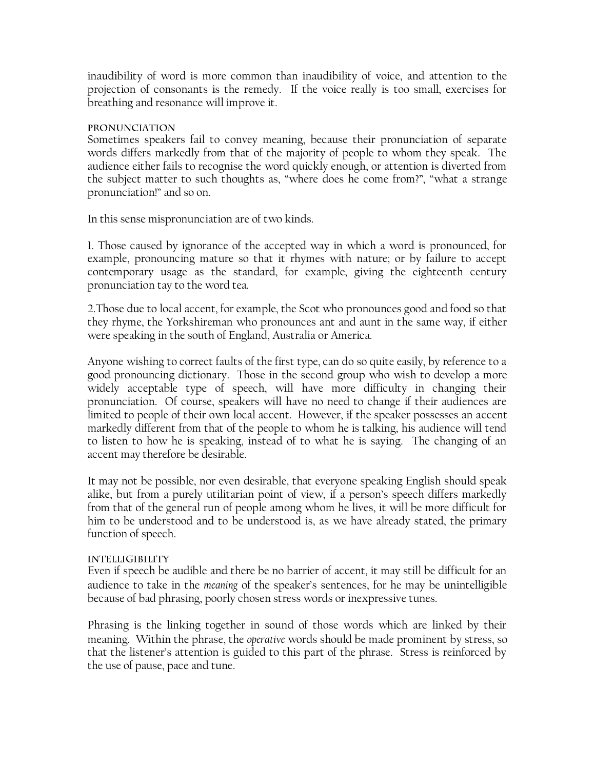inaudibility of word is more common than inaudibility of voice, and attention to the projection of consonants is the remedy. If the voice really is too small, exercises for breathing and resonance will improve it.

### PRONUNCIATION

Sometimes speakers fail to convey meaning, because their pronunciation of separate words differs markedly from that of the majority of people to whom they speak. The audience either fails to recognise the word quickly enough, or attention is diverted from the subject matter to such thoughts as, "where does he come from?", "what a strange pronunciation!" and so on.

In this sense mispronunciation are of two kinds.

1. Those caused by ignorance of the accepted way in which a word is pronounced, for example, pronouncing mature so that it rhymes with nature; or by failure to accept contemporary usage as the standard, for example, giving the eighteenth century pronunciation tay to the word tea.

2. Those due to local accent, for example, the Scot who pronounces good and food so that they rhyme, the Yorkshireman who pronounces ant and aunt in the same way, if either were speaking in the south of England, Australia or America.

Anyone wishing to correct faults of the first type, can do so quite easily, by reference to a good pronouncing dictionary. Those in the second group who wish to develop a more widely acceptable type of speech, will have more difficulty in changing their pronunciation. Of course, speakers will have no need to change if their audiences are limited to people of their own local accent. However, if the speaker possesses an accent markedly different from that of the people to whom he is talking, his audience will tend to listen to how he is speaking, instead of to what he is saying. The changing of an accent may therefore be desirable.

It may not be possible, nor even desirable, that everyone speaking English should speak alike, but from a purely utilitarian point of view, if a person's speech differs markedly from that of the general run of people among whom he lives, it will be more difficult for him to be understood and to be understood is, as we have already stated, the primary function of speech.

### INTELLIGIBILITY

Even if speech be audible and there be no barrier of accent, it may still be difficult for an audience to take in the *meaning* of the speaker's sentences, for he may be unintelligible because of bad phrasing, poorly chosen stress words or inexpressive tunes.

Phrasing is the linking together in sound of those words which are linked by their meaning. Within the phrase, the *operative* words should be made prominent by stress, so that the listener's attention is guided to this part of the phrase. Stress is reinforced by the use of pause, pace and tune.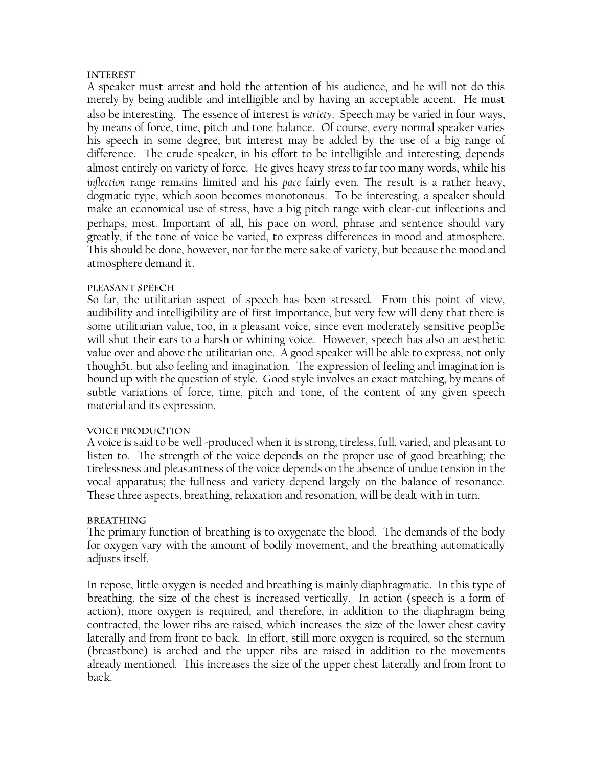### INTEREST

A speaker must arrest and hold the attention of his audience, and he will not do this merely by being audible and intelligible and by having an acceptable accent. He must also be interesting. The essence of interest is *variety*. Speech may be varied in four ways, by means of force, time, pitch and tone balance. Of course, every normal speaker varies his speech in some degree, but interest may be added by the use of a big range of difference. The crude speaker, in his effort to be intelligible and interesting, depends almost entirely on variety of force. He gives heavy *stress* to far too many words, while his *inflection* range remains limited and his *pace* fairly even. The result is a rather heavy, dogmatic type, which soon becomes monotonous. To be interesting, a speaker should make an economical use of stress, have a big pitch range with clear-cut inflections and perhaps, most. Important of all, his pace on word, phrase and sentence should vary greatly, if the tone of voice be varied, to express differences in mood and atmosphere. This should be done, however, nor for the mere sake of variety, but because the mood and atmosphere demand it.

### PLEASANT SPEECH

So far, the utilitarian aspect of speech has been stressed. From this point of view, audibility and intelligibility are of first importance, but very few will deny that there is some utilitarian value, too, in a pleasant voice, since even moderately sensitive peopl3e will shut their ears to a harsh or whining voice. However, speech has also an aesthetic value over and above the utilitarian one. A good speaker will be able to express, not only though5t, but also feeling and imagination. The expression of feeling and imagination is bound up with the question of style. Good style involves an exact matching, by means of subtle variations of force, time, pitch and tone, of the content of any given speech material and its expression.

### VOICE PRODUCTION

A voice is said to be well -produced when it is strong, tireless, full, varied, and pleasant to listen to. The strength of the voice depends on the proper use of good breathing; the tirelessness and pleasantness of the voice depends on the absence of undue tension in the vocal apparatus; the fullness and variety depend largely on the balance of resonance. These three aspects, breathing, relaxation and resonation, will be dealt with in turn.

### BREATHING

The primary function of breathing is to oxygenate the blood. The demands of the body for oxygen vary with the amount of bodily movement, and the breathing automatically adjusts itself.

In repose, little oxygen is needed and breathing is mainly diaphragmatic. In this type of breathing, the size of the chest is increased vertically. In action (speech is a form of action), more oxygen is required, and therefore, in addition to the diaphragm being contracted, the lower ribs are raised, which increases the size of the lower chest cavity laterally and from front to back. In effort, still more oxygen is required, so the sternum (breastbone) is arched and the upper ribs are raised in addition to the movements already mentioned. This increases the size of the upper chest laterally and from front to back.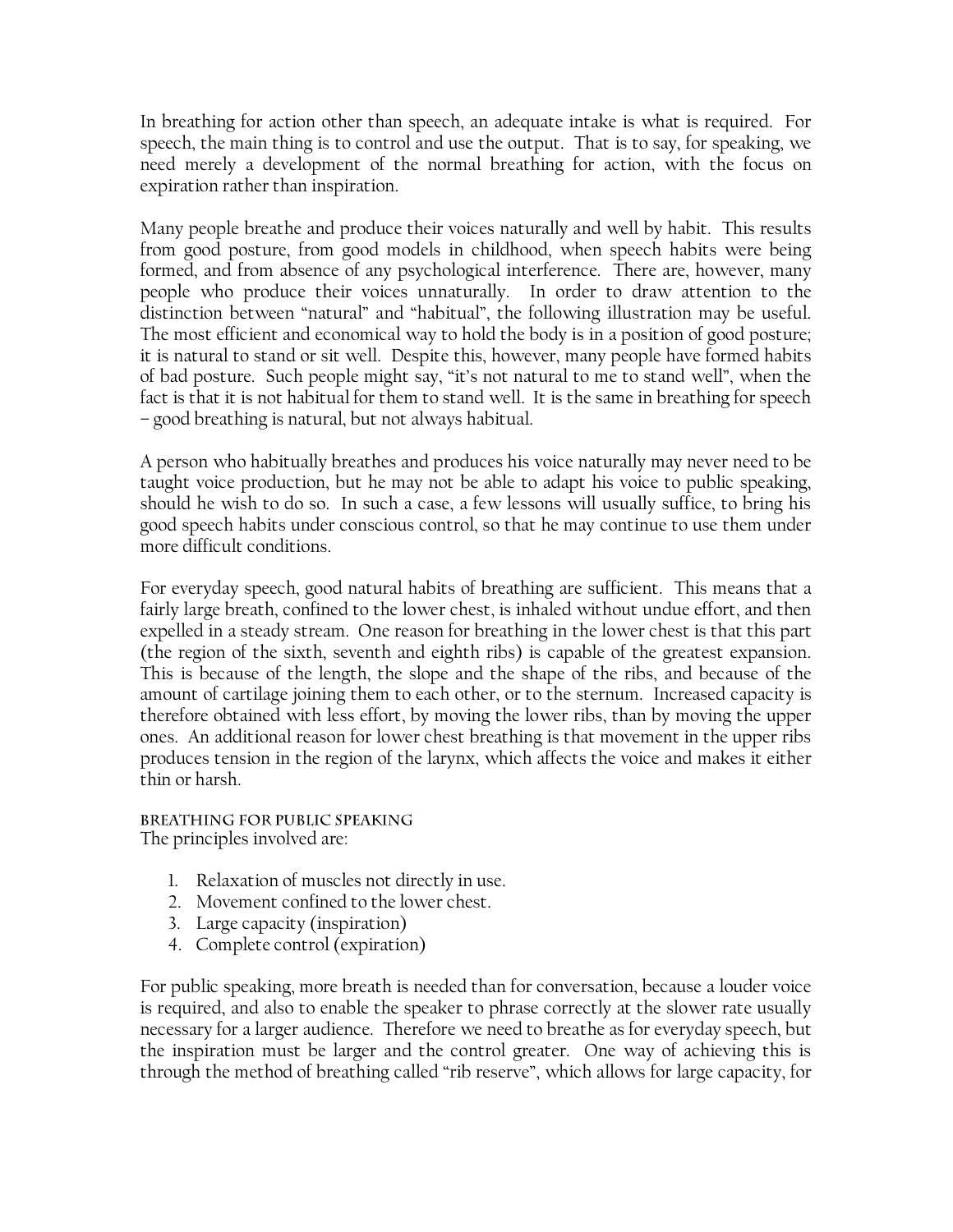In breathing for action other than speech, an adequate intake is what is required. For speech, the main thing is to control and use the output. That is to say, for speaking, we need merely a development of the normal breathing for action, with the focus on expiration rather than inspiration.

Many people breathe and produce their voices naturally and well by habit. This results from good posture, from good models in childhood, when speech habits were being formed, and from absence of any psychological interference. There are, however, many people who produce their voices unnaturally. In order to draw attention to the distinction between "natural" and "habitual", the following illustration may be useful. The most efficient and economical way to hold the body is in a position of good posture; it is natural to stand or sit well. Despite this, however, many people have formed habits of bad posture. Such people might say, "it's not natural to me to stand well", when the fact is that it is not habitual for them to stand well. It is the same in breathing for speech – good breathing is natural, but not always habitual.

A person who habitually breathes and produces his voice naturally may never need to be taught voice production, but he may not be able to adapt his voice to public speaking, should he wish to do so. In such a case, a few lessons will usually suffice, to bring his good speech habits under conscious control, so that he may continue to use them under more difficult conditions.

For everyday speech, good natural habits of breathing are sufficient. This means that a fairly large breath, confined to the lower chest, is inhaled without undue effort, and then expelled in a steady stream. One reason for breathing in the lower chest is that this part (the region of the sixth, seventh and eighth ribs) is capable of the greatest expansion. This is because of the length, the slope and the shape of the ribs, and because of the amount of cartilage joining them to each other, or to the sternum. Increased capacity is therefore obtained with less effort, by moving the lower ribs, than by moving the upper ones. An additional reason for lower chest breathing is that movement in the upper ribs produces tension in the region of the larynx, which affects the voice and makes it either thin or harsh.

### BREATHING FOR PUBLIC SPEAKING

The principles involved are:

1. Relaxation of muscles not directly in use.
2. Movement confined to the lower chest.
3. Large capacity (inspiration)
4. Complete control (expiration)

For public speaking, more breath is needed than for conversation, because a louder voice is required, and also to enable the speaker to phrase correctly at the slower rate usually necessary for a larger audience. Therefore we need to breathe as for everyday speech, but the inspiration must be larger and the control greater. One way of achieving this is through the method of breathing called "rib reserve", which allows for large capacity, for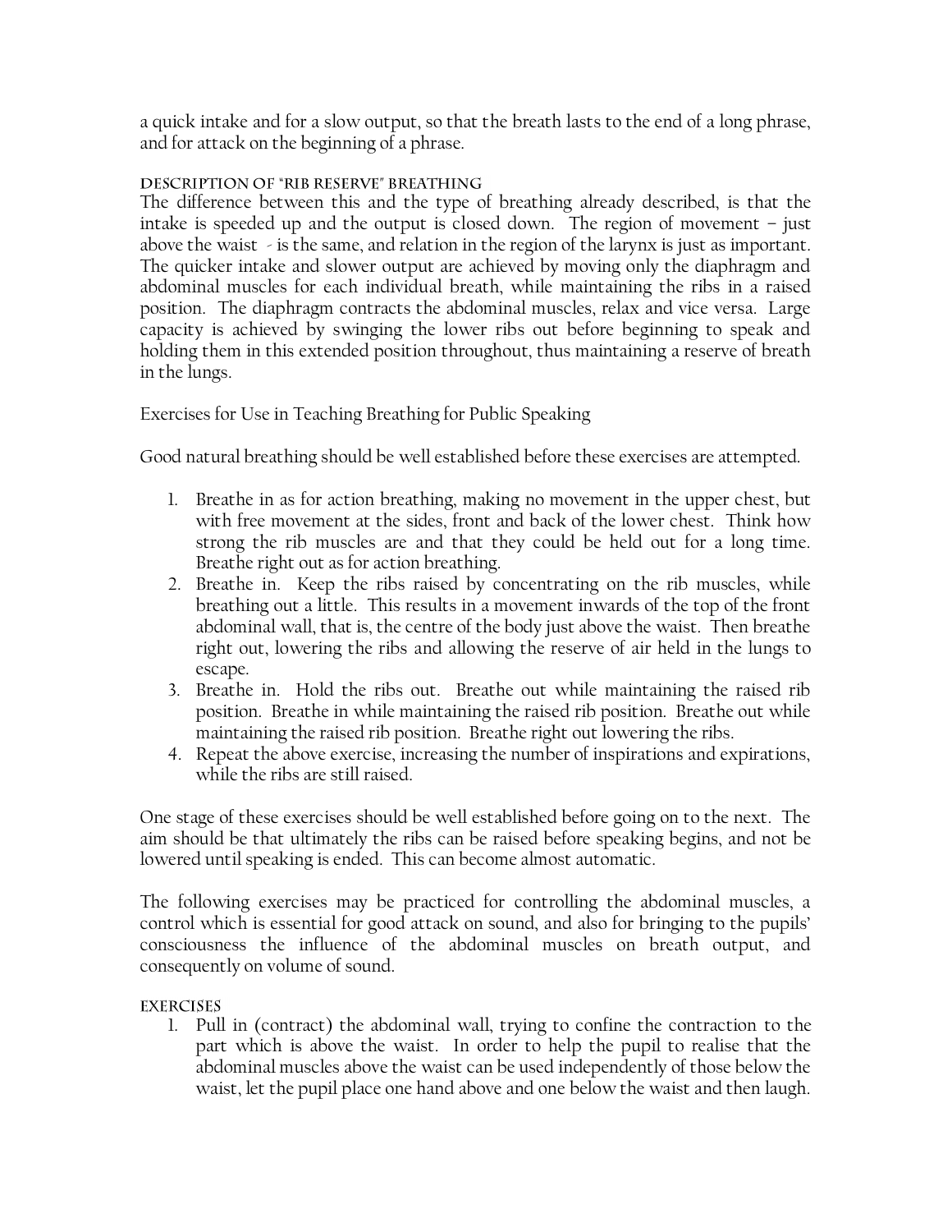a quick intake and for a slow output, so that the breath lasts to the end of a long phrase, and for attack on the beginning of a phrase.

### Description of "Rib Reserve" Breathing

The difference between this and the type of breathing already described, is that the intake is speeded up and the output is closed down. The region of movement – just above the waist - is the same, and relation in the region of the larynx is just as important. The quicker intake and slower output are achieved by moving only the diaphragm and abdominal muscles for each individual breath, while maintaining the ribs in a raised position. The diaphragm contracts the abdominal muscles, relax and vice versa. Large capacity is achieved by swinging the lower ribs out before beginning to speak and holding them in this extended position throughout, thus maintaining a reserve of breath in the lungs.

Exercises for Use in Teaching Breathing for Public Speaking

Good natural breathing should be well established before these exercises are attempted.

1. Breathe in as for action breathing, making no movement in the upper chest, but with free movement at the sides, front and back of the lower chest. Think how strong the rib muscles are and that they could be held out for a long time. Breathe right out as for action breathing.
2. Breathe in. Keep the ribs raised by concentrating on the rib muscles, while breathing out a little. This results in a movement inwards of the top of the front abdominal wall, that is, the centre of the body just above the waist. Then breathe right out, lowering the ribs and allowing the reserve of air held in the lungs to escape.
3. Breathe in. Hold the ribs out. Breathe out while maintaining the raised rib position. Breathe in while maintaining the raised rib position. Breathe out while maintaining the raised rib position. Breathe right out lowering the ribs.
4. Repeat the above exercise, increasing the number of inspirations and expirations, while the ribs are still raised.

One stage of these exercises should be well established before going on to the next. The aim should be that ultimately the ribs can be raised before speaking begins, and not be lowered until speaking is ended. This can become almost automatic.

The following exercises may be practiced for controlling the abdominal muscles, a control which is essential for good attack on sound, and also for bringing to the pupils' consciousness the influence of the abdominal muscles on breath output, and consequently on volume of sound.

### Exercises

1. Pull in (contract) the abdominal wall, trying to confine the contraction to the part which is above the waist. In order to help the pupil to realise that the abdominal muscles above the waist can be used independently of those below the waist, let the pupil place one hand above and one below the waist and then laugh.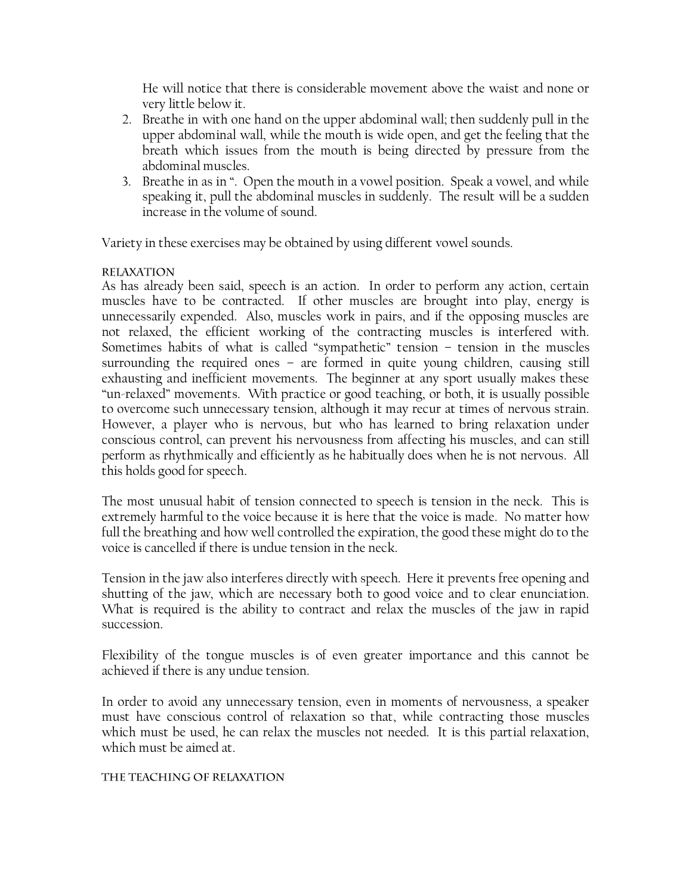He will notice that there is considerable movement above the waist and none or very little below it.

2. Breathe in with one hand on the upper abdominal wall; then suddenly pull in the upper abdominal wall, while the mouth is wide open, and get the feeling that the breath which issues from the mouth is being directed by pressure from the abdominal muscles.
3. Breathe in as in ". Open the mouth in a vowel position. Speak a vowel, and while speaking it, pull the abdominal muscles in suddenly. The result will be a sudden increase in the volume of sound.

Variety in these exercises may be obtained by using different vowel sounds.

### Relaxation

As has already been said, speech is an action. In order to perform any action, certain muscles have to be contracted. If other muscles are brought into play, energy is unnecessarily expended. Also, muscles work in pairs, and if the opposing muscles are not relaxed, the efficient working of the contracting muscles is interfered with. Sometimes habits of what is called "sympathetic" tension – tension in the muscles surrounding the required ones – are formed in quite young children, causing still exhausting and inefficient movements. The beginner at any sport usually makes these "un-relaxed" movements. With practice or good teaching, or both, it is usually possible to overcome such unnecessary tension, although it may recur at times of nervous strain. However, a player who is nervous, but who has learned to bring relaxation under conscious control, can prevent his nervousness from affecting his muscles, and can still perform as rhythmically and efficiently as he habitually does when he is not nervous. All this holds good for speech.

The most unusual habit of tension connected to speech is tension in the neck. This is extremely harmful to the voice because it is here that the voice is made. No matter how full the breathing and how well controlled the expiration, the good these might do to the voice is cancelled if there is undue tension in the neck.

Tension in the jaw also interferes directly with speech. Here it prevents free opening and shutting of the jaw, which are necessary both to good voice and to clear enunciation. What is required is the ability to contract and relax the muscles of the jaw in rapid succession.

Flexibility of the tongue muscles is of even greater importance and this cannot be achieved if there is any undue tension.

In order to avoid any unnecessary tension, even in moments of nervousness, a speaker must have conscious control of relaxation so that, while contracting those muscles which must be used, he can relax the muscles not needed. It is this partial relaxation, which must be aimed at.

### The Teaching of Relaxation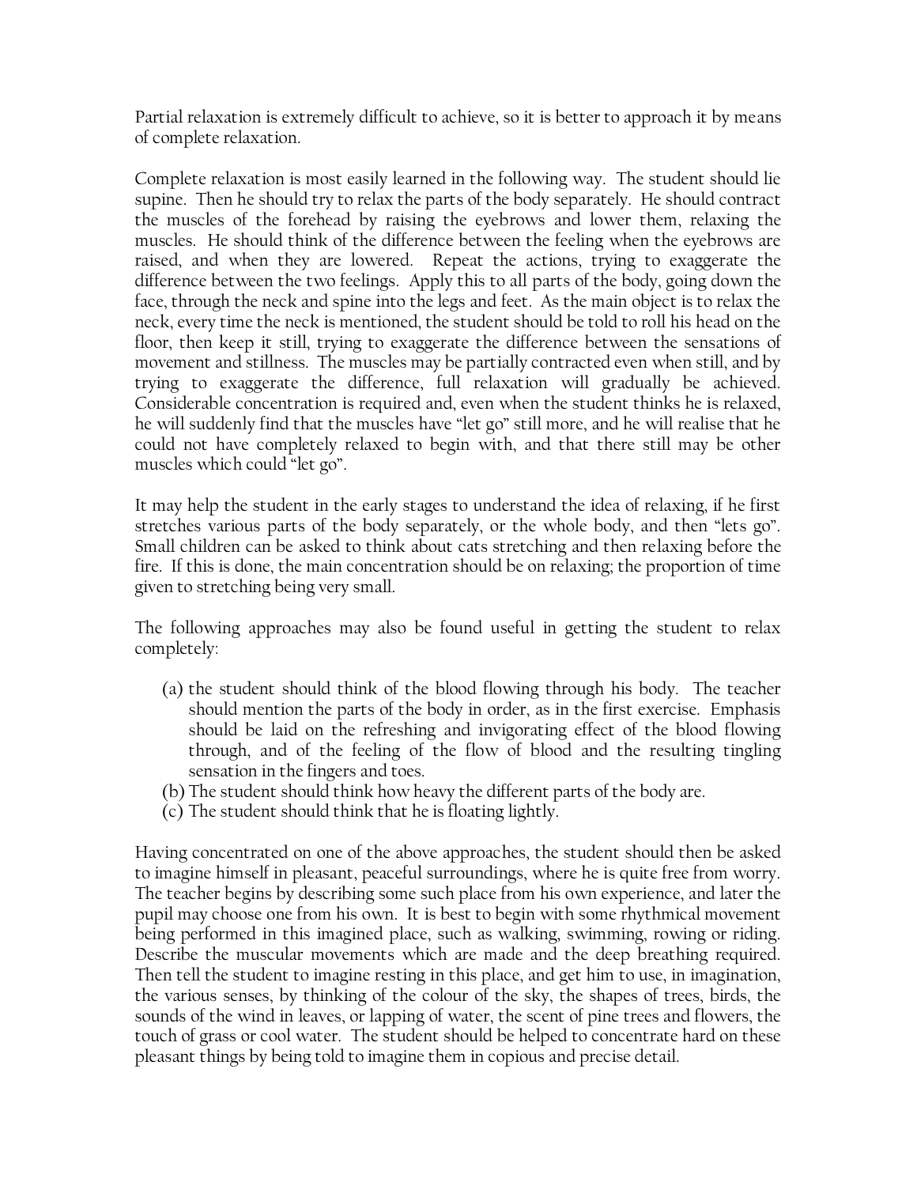Partial relaxation is extremely difficult to achieve, so it is better to approach it by means of complete relaxation.

Complete relaxation is most easily learned in the following way. The student should lie supine. Then he should try to relax the parts of the body separately. He should contract the muscles of the forehead by raising the eyebrows and lower them, relaxing the muscles. He should think of the difference between the feeling when the eyebrows are raised, and when they are lowered. Repeat the actions, trying to exaggerate the difference between the two feelings. Apply this to all parts of the body, going down the face, through the neck and spine into the legs and feet. As the main object is to relax the neck, every time the neck is mentioned, the student should be told to roll his head on the floor, then keep it still, trying to exaggerate the difference between the sensations of movement and stillness. The muscles may be partially contracted even when still, and by trying to exaggerate the difference, full relaxation will gradually be achieved. Considerable concentration is required and, even when the student thinks he is relaxed, he will suddenly find that the muscles have "let go" still more, and he will realise that he could not have completely relaxed to begin with, and that there still may be other muscles which could "let go".

It may help the student in the early stages to understand the idea of relaxing, if he first stretches various parts of the body separately, or the whole body, and then "lets go". Small children can be asked to think about cats stretching and then relaxing before the fire. If this is done, the main concentration should be on relaxing; the proportion of time given to stretching being very small.

The following approaches may also be found useful in getting the student to relax completely:

(a) the student should think of the blood flowing through his body. The teacher should mention the parts of the body in order, as in the first exercise. Emphasis should be laid on the refreshing and invigorating effect of the blood flowing through, and of the feeling of the flow of blood and the resulting tingling sensation in the fingers and toes.
(b) The student should think how heavy the different parts of the body are.
(c) The student should think that he is floating lightly.

Having concentrated on one of the above approaches, the student should then be asked to imagine himself in pleasant, peaceful surroundings, where he is quite free from worry. The teacher begins by describing some such place from his own experience, and later the pupil may choose one from his own. It is best to begin with some rhythmical movement being performed in this imagined place, such as walking, swimming, rowing or riding. Describe the muscular movements which are made and the deep breathing required. Then tell the student to imagine resting in this place, and get him to use, in imagination, the various senses, by thinking of the colour of the sky, the shapes of trees, birds, the sounds of the wind in leaves, or lapping of water, the scent of pine trees and flowers, the touch of grass or cool water. The student should be helped to concentrate hard on these pleasant things by being told to imagine them in copious and precise detail.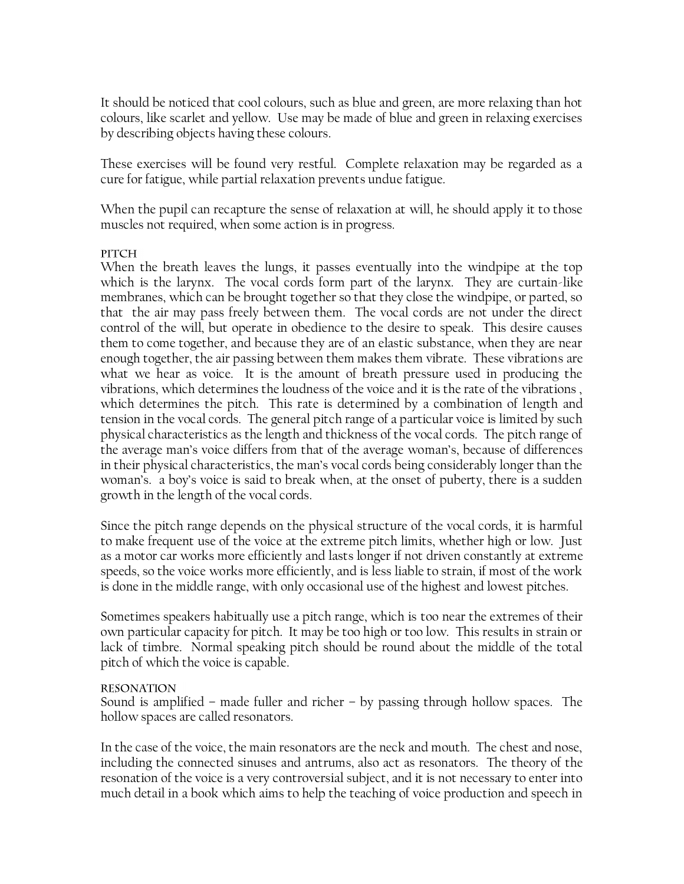It should be noticed that cool colours, such as blue and green, are more relaxing than hot colours, like scarlet and yellow. Use may be made of blue and green in relaxing exercises by describing objects having these colours.

These exercises will be found very restful. Complete relaxation may be regarded as a cure for fatigue, while partial relaxation prevents undue fatigue.

When the pupil can recapture the sense of relaxation at will, he should apply it to those muscles not required, when some action is in progress.

### PITCH

When the breath leaves the lungs, it passes eventually into the windpipe at the top which is the larynx. The vocal cords form part of the larynx. They are curtain-like membranes, which can be brought together so that they close the windpipe, or parted, so that the air may pass freely between them. The vocal cords are not under the direct control of the will, but operate in obedience to the desire to speak. This desire causes them to come together, and because they are of an elastic substance, when they are near enough together, the air passing between them makes them vibrate. These vibrations are what we hear as voice. It is the amount of breath pressure used in producing the vibrations, which determines the loudness of the voice and it is the rate of the vibrations , which determines the pitch. This rate is determined by a combination of length and tension in the vocal cords. The general pitch range of a particular voice is limited by such physical characteristics as the length and thickness of the vocal cords. The pitch range of the average man's voice differs from that of the average woman's, because of differences in their physical characteristics, the man's vocal cords being considerably longer than the woman's. a boy's voice is said to break when, at the onset of puberty, there is a sudden growth in the length of the vocal cords.

Since the pitch range depends on the physical structure of the vocal cords, it is harmful to make frequent use of the voice at the extreme pitch limits, whether high or low. Just as a motor car works more efficiently and lasts longer if not driven constantly at extreme speeds, so the voice works more efficiently, and is less liable to strain, if most of the work is done in the middle range, with only occasional use of the highest and lowest pitches.

Sometimes speakers habitually use a pitch range, which is too near the extremes of their own particular capacity for pitch. It may be too high or too low. This results in strain or lack of timbre. Normal speaking pitch should be round about the middle of the total pitch of which the voice is capable.

### RESONATION

Sound is amplified – made fuller and richer – by passing through hollow spaces. The hollow spaces are called resonators.

In the case of the voice, the main resonators are the neck and mouth. The chest and nose, including the connected sinuses and antrums, also act as resonators. The theory of the resonation of the voice is a very controversial subject, and it is not necessary to enter into much detail in a book which aims to help the teaching of voice production and speech in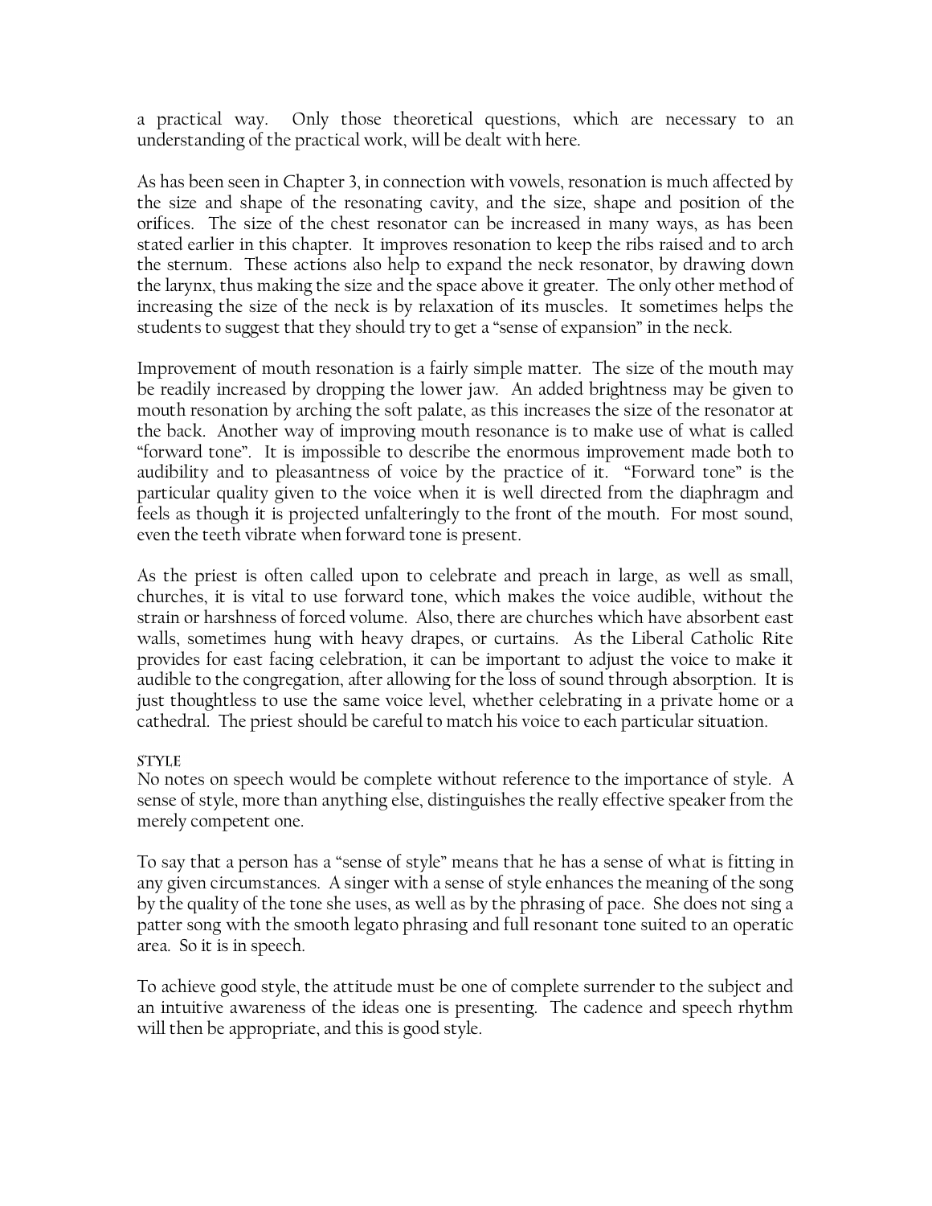a practical way. Only those theoretical questions, which are necessary to an understanding of the practical work, will be dealt with here.

As has been seen in Chapter 3, in connection with vowels, resonation is much affected by the size and shape of the resonating cavity, and the size, shape and position of the orifices. The size of the chest resonator can be increased in many ways, as has been stated earlier in this chapter. It improves resonation to keep the ribs raised and to arch the sternum. These actions also help to expand the neck resonator, by drawing down the larynx, thus making the size and the space above it greater. The only other method of increasing the size of the neck is by relaxation of its muscles. It sometimes helps the students to suggest that they should try to get a "sense of expansion" in the neck.

Improvement of mouth resonation is a fairly simple matter. The size of the mouth may be readily increased by dropping the lower jaw. An added brightness may be given to mouth resonation by arching the soft palate, as this increases the size of the resonator at the back. Another way of improving mouth resonance is to make use of what is called "forward tone". It is impossible to describe the enormous improvement made both to audibility and to pleasantness of voice by the practice of it. "Forward tone" is the particular quality given to the voice when it is well directed from the diaphragm and feels as though it is projected unfalteringly to the front of the mouth. For most sound, even the teeth vibrate when forward tone is present.

As the priest is often called upon to celebrate and preach in large, as well as small, churches, it is vital to use forward tone, which makes the voice audible, without the strain or harshness of forced volume. Also, there are churches which have absorbent east walls, sometimes hung with heavy drapes, or curtains. As the Liberal Catholic Rite provides for east facing celebration, it can be important to adjust the voice to make it audible to the congregation, after allowing for the loss of sound through absorption. It is just thoughtless to use the same voice level, whether celebrating in a private home or a cathedral. The priest should be careful to match his voice to each particular situation.

### STYLE

No notes on speech would be complete without reference to the importance of style. A sense of style, more than anything else, distinguishes the really effective speaker from the merely competent one.

To say that a person has a "sense of style" means that he has a sense of what is fitting in any given circumstances. A singer with a sense of style enhances the meaning of the song by the quality of the tone she uses, as well as by the phrasing of pace. She does not sing a patter song with the smooth legato phrasing and full resonant tone suited to an operatic area. So it is in speech.

To achieve good style, the attitude must be one of complete surrender to the subject and an intuitive awareness of the ideas one is presenting. The cadence and speech rhythm will then be appropriate, and this is good style.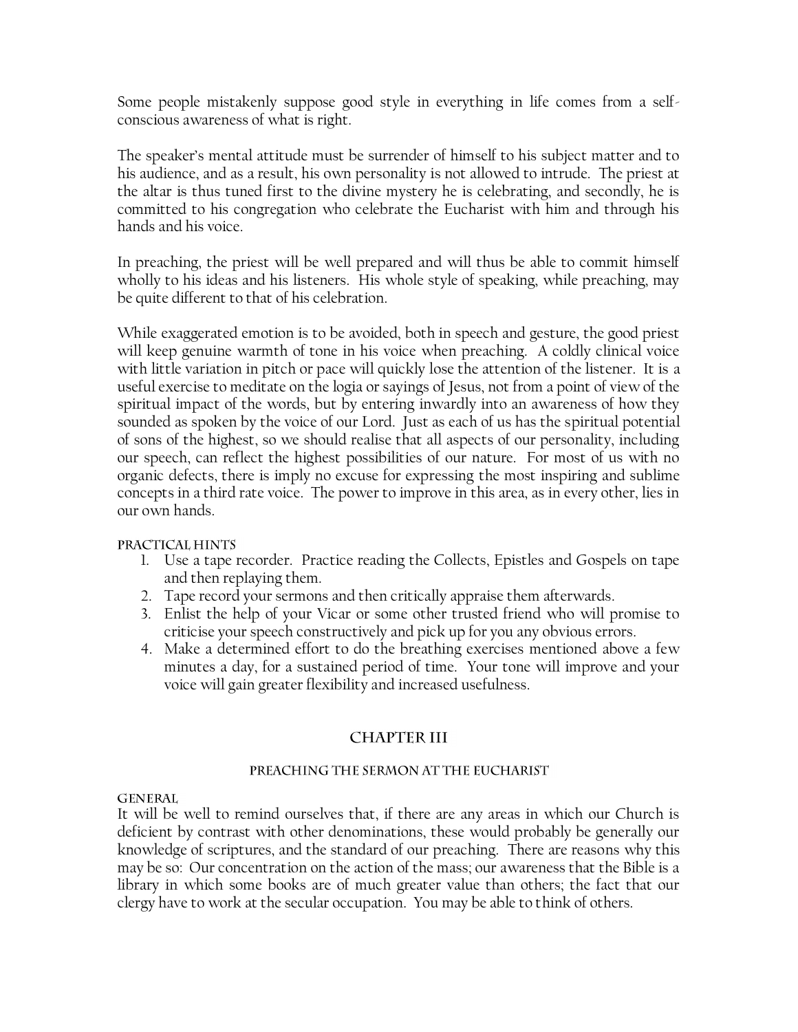Some people mistakenly suppose good style in everything in life comes from a self-conscious awareness of what is right.

The speaker's mental attitude must be surrender of himself to his subject matter and to his audience, and as a result, his own personality is not allowed to intrude. The priest at the altar is thus tuned first to the divine mystery he is celebrating, and secondly, he is committed to his congregation who celebrate the Eucharist with him and through his hands and his voice.

In preaching, the priest will be well prepared and will thus be able to commit himself wholly to his ideas and his listeners. His whole style of speaking, while preaching, may be quite different to that of his celebration.

While exaggerated emotion is to be avoided, both in speech and gesture, the good priest will keep genuine warmth of tone in his voice when preaching. A coldly clinical voice with little variation in pitch or pace will quickly lose the attention of the listener. It is a useful exercise to meditate on the logia or sayings of Jesus, not from a point of view of the spiritual impact of the words, but by entering inwardly into an awareness of how they sounded as spoken by the voice of our Lord. Just as each of us has the spiritual potential of sons of the highest, so we should realise that all aspects of our personality, including our speech, can reflect the highest possibilities of our nature. For most of us with no organic defects, there is imply no excuse for expressing the most inspiring and sublime concepts in a third rate voice. The power to improve in this area, as in every other, lies in our own hands.

#### PRACTICAL HINTS

1. Use a tape recorder. Practice reading the Collects, Epistles and Gospels on tape and then replaying them.
2. Tape record your sermons and then critically appraise them afterwards.
3. Enlist the help of your Vicar or some other trusted friend who will promise to criticise your speech constructively and pick up for you any obvious errors.
4. Make a determined effort to do the breathing exercises mentioned above a few minutes a day, for a sustained period of time. Your tone will improve and your voice will gain greater flexibility and increased usefulness.

## CHAPTER III

### PREACHING THE SERMON AT THE EUCHARIST

#### GENERAL

It will be well to remind ourselves that, if there are any areas in which our Church is deficient by contrast with other denominations, these would probably be generally our knowledge of scriptures, and the standard of our preaching. There are reasons why this may be so: Our concentration on the action of the mass; our awareness that the Bible is a library in which some books are of much greater value than others; the fact that our clergy have to work at the secular occupation. You may be able to think of others.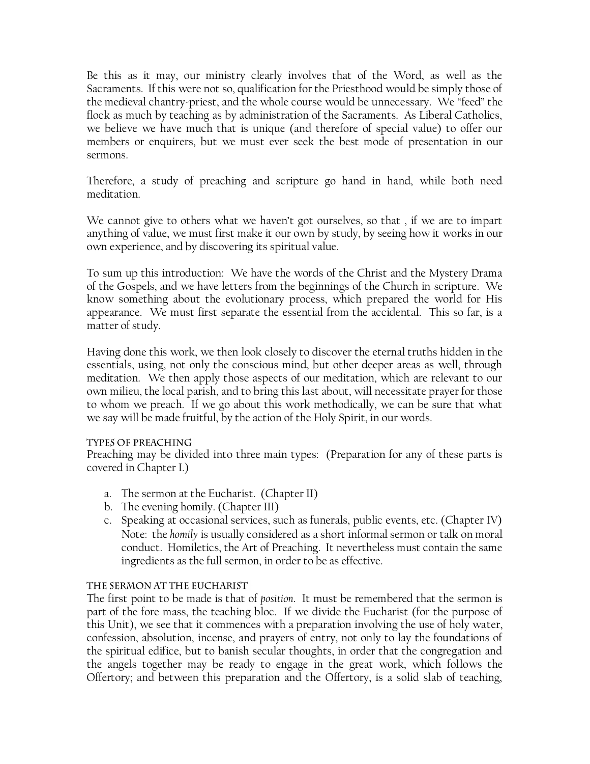Be this as it may, our ministry clearly involves that of the Word, as well as the Sacraments. If this were not so, qualification for the Priesthood would be simply those of the medieval chantry-priest, and the whole course would be unnecessary. We "feed" the flock as much by teaching as by administration of the Sacraments. As Liberal Catholics, we believe we have much that is unique (and therefore of special value) to offer our members or enquirers, but we must ever seek the best mode of presentation in our sermons.

Therefore, a study of preaching and scripture go hand in hand, while both need meditation.

We cannot give to others what we haven't got ourselves, so that , if we are to impart anything of value, we must first make it our own by study, by seeing how it works in our own experience, and by discovering its spiritual value.

To sum up this introduction: We have the words of the Christ and the Mystery Drama of the Gospels, and we have letters from the beginnings of the Church in scripture. We know something about the evolutionary process, which prepared the world for His appearance. We must first separate the essential from the accidental. This so far, is a matter of study.

Having done this work, we then look closely to discover the eternal truths hidden in the essentials, using, not only the conscious mind, but other deeper areas as well, through meditation. We then apply those aspects of our meditation, which are relevant to our own milieu, the local parish, and to bring this last about, will necessitate prayer for those to whom we preach. If we go about this work methodically, we can be sure that what we say will be made fruitful, by the action of the Holy Spirit, in our words.

### TYPES OF PREACHING

Preaching may be divided into three main types: (Preparation for any of these parts is covered in Chapter I.)

a. The sermon at the Eucharist. (Chapter II)
b. The evening homily. (Chapter III)
c. Speaking at occasional services, such as funerals, public events, etc. (Chapter IV)
   Note: the *homily* is usually considered as a short informal sermon or talk on moral conduct. Homiletics, the Art of Preaching. It nevertheless must contain the same ingredients as the full sermon, in order to be as effective.

### THE SERMON AT THE EUCHARIST

The first point to be made is that of *position*. It must be remembered that the sermon is part of the fore mass, the teaching bloc. If we divide the Eucharist (for the purpose of this Unit), we see that it commences with a preparation involving the use of holy water, confession, absolution, incense, and prayers of entry, not only to lay the foundations of the spiritual edifice, but to banish secular thoughts, in order that the congregation and the angels together may be ready to engage in the great work, which follows the Offertory; and between this preparation and the Offertory, is a solid slab of teaching,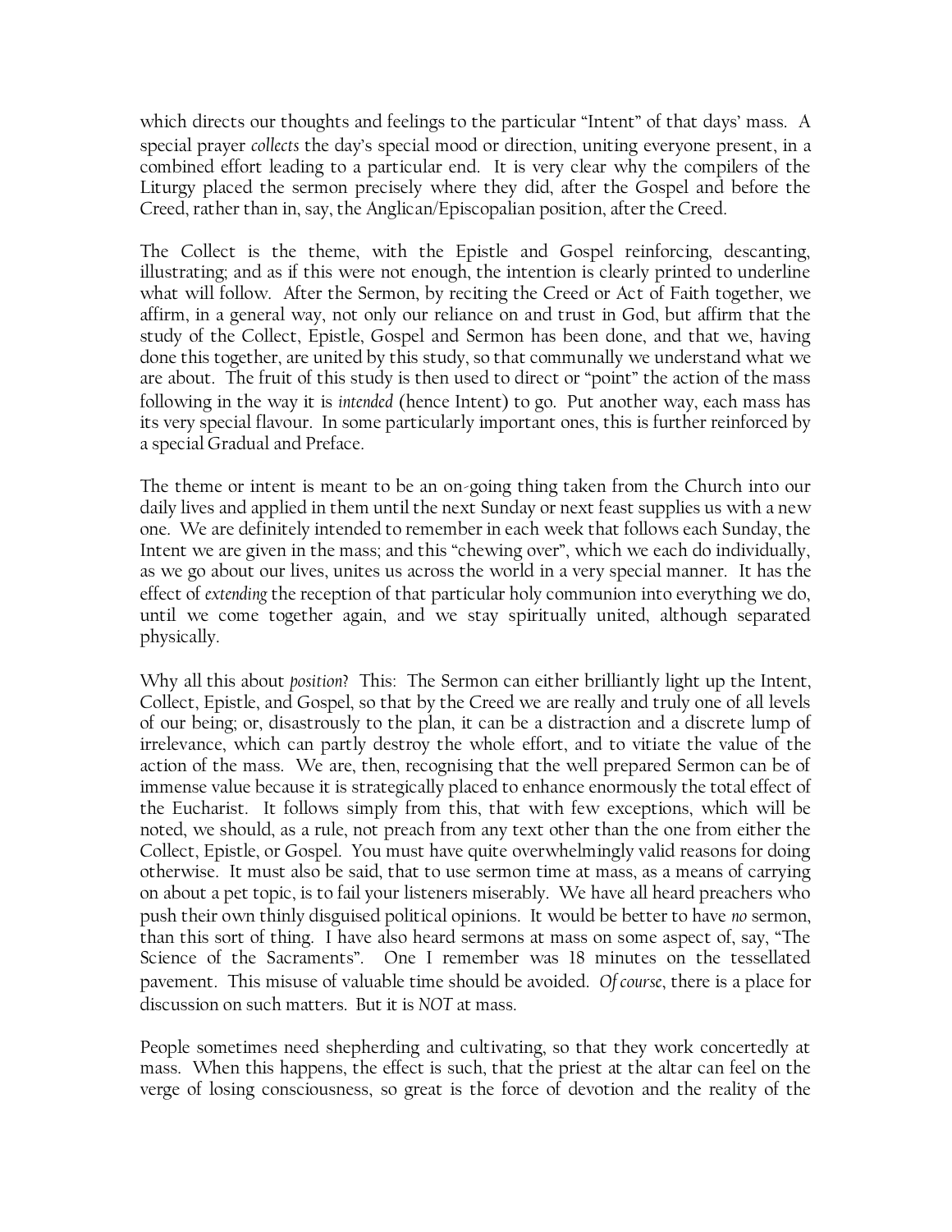which directs our thoughts and feelings to the particular "Intent" of that days' mass. A special prayer *collects* the day's special mood or direction, uniting everyone present, in a combined effort leading to a particular end. It is very clear why the compilers of the Liturgy placed the sermon precisely where they did, after the Gospel and before the Creed, rather than in, say, the Anglican/Episcopalian position, after the Creed.

The Collect is the theme, with the Epistle and Gospel reinforcing, descanting, illustrating; and as if this were not enough, the intention is clearly printed to underline what will follow. After the Sermon, by reciting the Creed or Act of Faith together, we affirm, in a general way, not only our reliance on and trust in God, but affirm that the study of the Collect, Epistle, Gospel and Sermon has been done, and that we, having done this together, are united by this study, so that communally we understand what we are about. The fruit of this study is then used to direct or "point" the action of the mass following in the way it is *intended* (hence Intent) to go. Put another way, each mass has its very special flavour. In some particularly important ones, this is further reinforced by a special Gradual and Preface.

The theme or intent is meant to be an on-going thing taken from the Church into our daily lives and applied in them until the next Sunday or next feast supplies us with a new one. We are definitely intended to remember in each week that follows each Sunday, the Intent we are given in the mass; and this "chewing over", which we each do individually, as we go about our lives, unites us across the world in a very special manner. It has the effect of *extending* the reception of that particular holy communion into everything we do, until we come together again, and we stay spiritually united, although separated physically.

Why all this about *position*? This: The Sermon can either brilliantly light up the Intent, Collect, Epistle, and Gospel, so that by the Creed we are really and truly one of all levels of our being; or, disastrously to the plan, it can be a distraction and a discrete lump of irrelevance, which can partly destroy the whole effort, and to vitiate the value of the action of the mass. We are, then, recognising that the well prepared Sermon can be of immense value because it is strategically placed to enhance enormously the total effect of the Eucharist. It follows simply from this, that with few exceptions, which will be noted, we should, as a rule, not preach from any text other than the one from either the Collect, Epistle, or Gospel. You must have quite overwhelmingly valid reasons for doing otherwise. It must also be said, that to use sermon time at mass, as a means of carrying on about a pet topic, is to fail your listeners miserably. We have all heard preachers who push their own thinly disguised political opinions. It would be better to have *no* sermon, than this sort of thing. I have also heard sermons at mass on some aspect of, say, "The Science of the Sacraments". One I remember was 18 minutes on the tessellated pavement. This misuse of valuable time should be avoided. *Of course*, there is a place for discussion on such matters. But it is *NOT* at mass.

People sometimes need shepherding and cultivating, so that they work concertedly at mass. When this happens, the effect is such, that the priest at the altar can feel on the verge of losing consciousness, so great is the force of devotion and the reality of the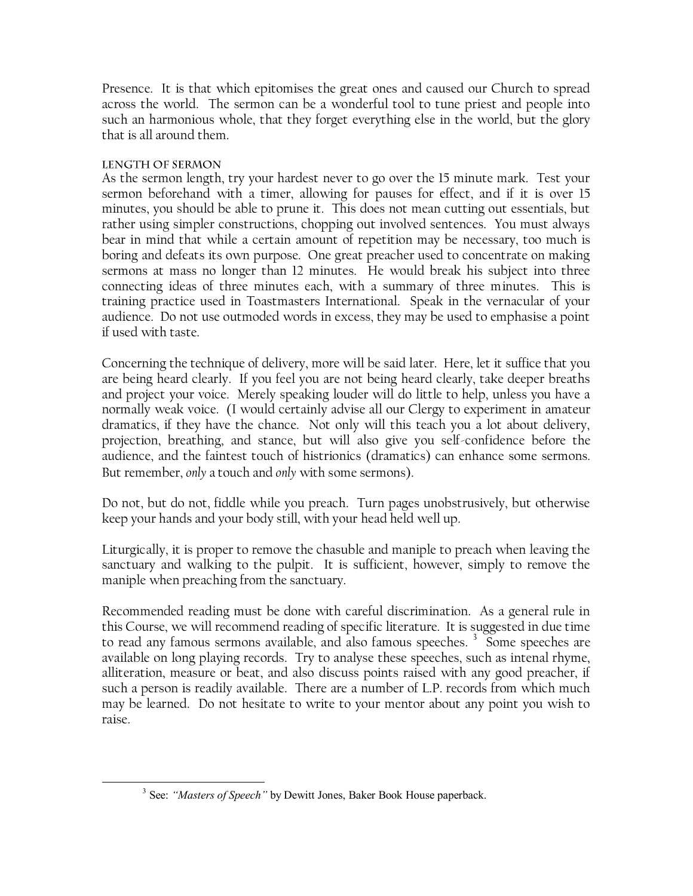Presence. It is that which epitomises the great ones and caused our Church to spread across the world. The sermon can be a wonderful tool to tune priest and people into such an harmonious whole, that they forget everything else in the world, but the glory that is all around them.

### Length of Sermon

As the sermon length, try your hardest never to go over the 15 minute mark. Test your sermon beforehand with a timer, allowing for pauses for effect, and if it is over 15 minutes, you should be able to prune it. This does not mean cutting out essentials, but rather using simpler constructions, chopping out involved sentences. You must always bear in mind that while a certain amount of repetition may be necessary, too much is boring and defeats its own purpose. One great preacher used to concentrate on making sermons at mass no longer than 12 minutes. He would break his subject into three connecting ideas of three minutes each, with a summary of three minutes. This is training practice used in Toastmasters International. Speak in the vernacular of your audience. Do not use outmoded words in excess, they may be used to emphasise a point if used with taste.

Concerning the technique of delivery, more will be said later. Here, let it suffice that you are being heard clearly. If you feel you are not being heard clearly, take deeper breaths and project your voice. Merely speaking louder will do little to help, unless you have a normally weak voice. (I would certainly advise all our Clergy to experiment in amateur dramatics, if they have the chance. Not only will this teach you a lot about delivery, projection, breathing, and stance, but will also give you self-confidence before the audience, and the faintest touch of histrionics (dramatics) can enhance some sermons. But remember, *only* a touch and *only* with some sermons).

Do not, but do not, fiddle while you preach. Turn pages unobstrusively, but otherwise keep your hands and your body still, with your head held well up.

Liturgically, it is proper to remove the chasuble and maniple to preach when leaving the sanctuary and walking to the pulpit. It is sufficient, however, simply to remove the maniple when preaching from the sanctuary.

Recommended reading must be done with careful discrimination. As a general rule in this Course, we will recommend reading of specific literature. It is suggested in due time to read any famous sermons available, and also famous speeches. [3] Some speeches are available on long playing records. Try to analyse these speeches, such as intenal rhyme, alliteration, measure or beat, and also discuss points raised with any good preacher, if such a person is readily available. There are a number of L.P. records from which much may be learned. Do not hesitate to write to your mentor about any point you wish to raise.

---

[3] See: *"Masters of Speech"* by Dewitt Jones, Baker Book House paperback.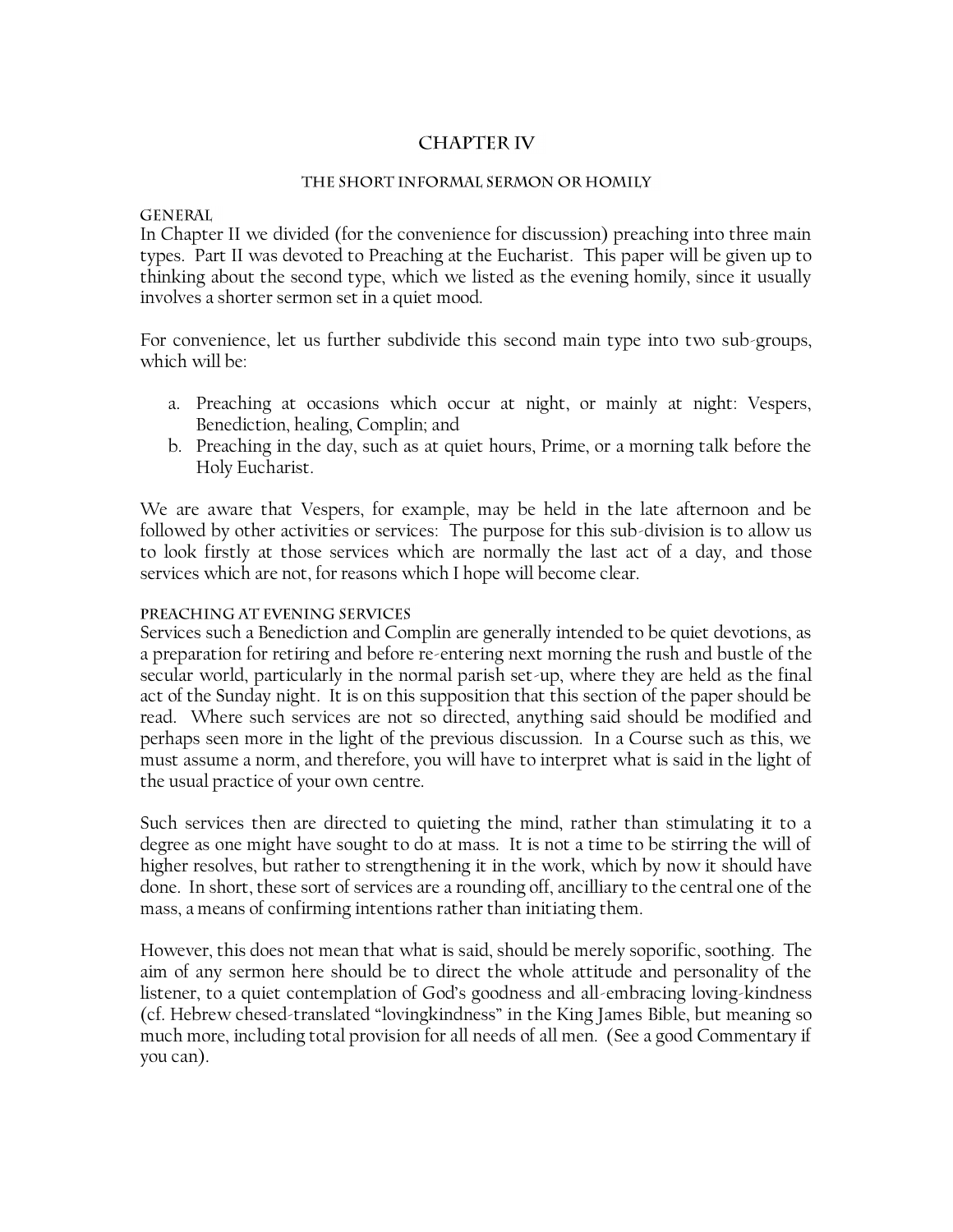# CHAPTER IV

## THE SHORT INFORMAL SERMON OR HOMILY

### GENERAL

In Chapter II we divided (for the convenience for discussion) preaching into three main types. Part II was devoted to Preaching at the Eucharist. This paper will be given up to thinking about the second type, which we listed as the evening homily, since it usually involves a shorter sermon set in a quiet mood.

For convenience, let us further subdivide this second main type into two sub-groups, which will be:

a. Preaching at occasions which occur at night, or mainly at night: Vespers, Benediction, healing, Complin; and
b. Preaching in the day, such as at quiet hours, Prime, or a morning talk before the Holy Eucharist.

We are aware that Vespers, for example, may be held in the late afternoon and be followed by other activities or services: The purpose for this sub-division is to allow us to look firstly at those services which are normally the last act of a day, and those services which are not, for reasons which I hope will become clear.

### PREACHING AT EVENING SERVICES

Services such a Benediction and Complin are generally intended to be quiet devotions, as a preparation for retiring and before re-entering next morning the rush and bustle of the secular world, particularly in the normal parish set-up, where they are held as the final act of the Sunday night. It is on this supposition that this section of the paper should be read. Where such services are not so directed, anything said should be modified and perhaps seen more in the light of the previous discussion. In a Course such as this, we must assume a norm, and therefore, you will have to interpret what is said in the light of the usual practice of your own centre.

Such services then are directed to quieting the mind, rather than stimulating it to a degree as one might have sought to do at mass. It is not a time to be stirring the will of higher resolves, but rather to strengthening it in the work, which by now it should have done. In short, these sort of services are a rounding off, ancilliary to the central one of the mass, a means of confirming intentions rather than initiating them.

However, this does not mean that what is said, should be merely soporific, soothing. The aim of any sermon here should be to direct the whole attitude and personality of the listener, to a quiet contemplation of God's goodness and all-embracing loving-kindness (cf. Hebrew chesed-translated "lovingkindness" in the King James Bible, but meaning so much more, including total provision for all needs of all men. (See a good Commentary if you can).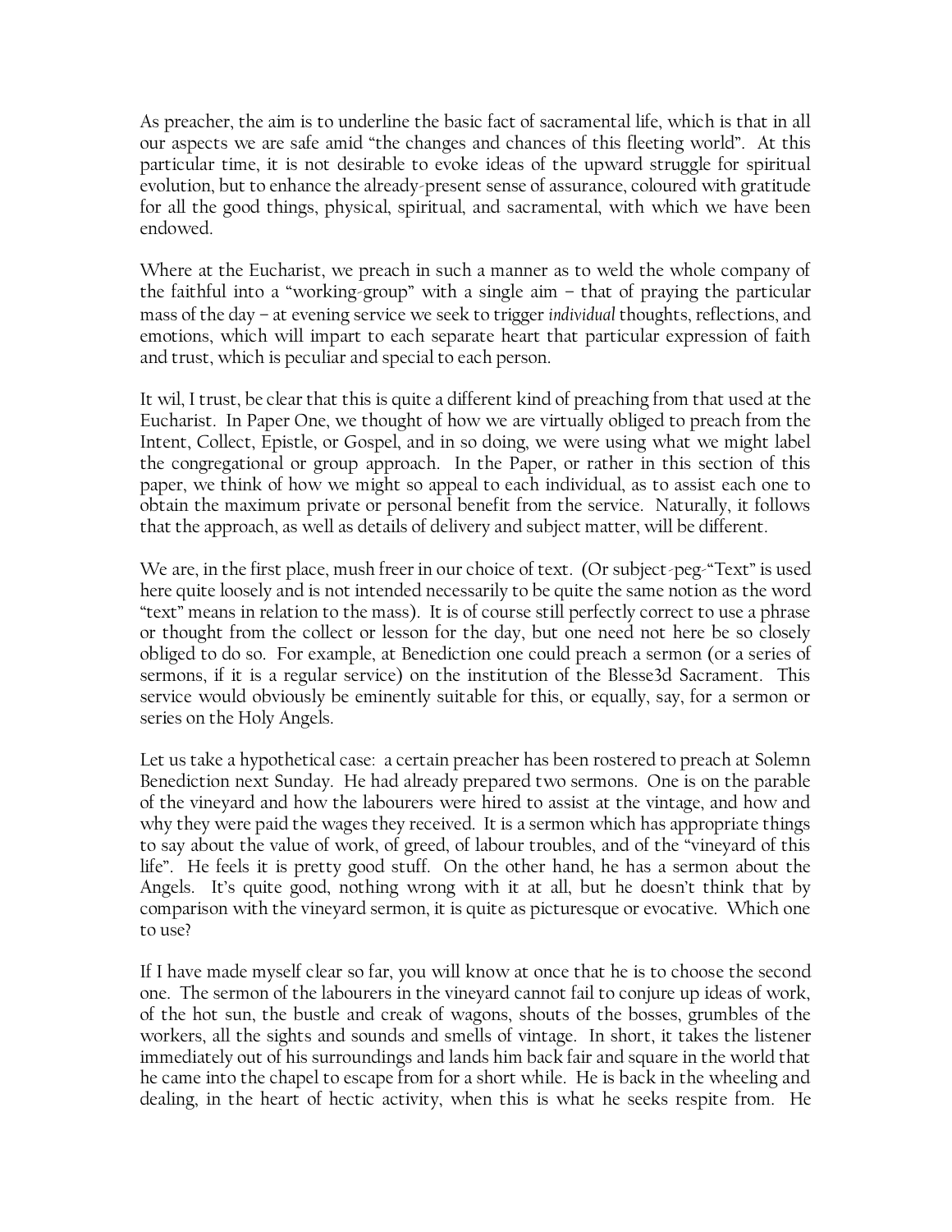As preacher, the aim is to underline the basic fact of sacramental life, which is that in all our aspects we are safe amid "the changes and chances of this fleeting world". At this particular time, it is not desirable to evoke ideas of the upward struggle for spiritual evolution, but to enhance the already-present sense of assurance, coloured with gratitude for all the good things, physical, spiritual, and sacramental, with which we have been endowed.

Where at the Eucharist, we preach in such a manner as to weld the whole company of the faithful into a "working-group" with a single aim – that of praying the particular mass of the day – at evening service we seek to trigger *individual* thoughts, reflections, and emotions, which will impart to each separate heart that particular expression of faith and trust, which is peculiar and special to each person.

It wil, I trust, be clear that this is quite a different kind of preaching from that used at the Eucharist. In Paper One, we thought of how we are virtually obliged to preach from the Intent, Collect, Epistle, or Gospel, and in so doing, we were using what we might label the congregational or group approach. In the Paper, or rather in this section of this paper, we think of how we might so appeal to each individual, as to assist each one to obtain the maximum private or personal benefit from the service. Naturally, it follows that the approach, as well as details of delivery and subject matter, will be different.

We are, in the first place, mush freer in our choice of text. (Or subject-peg-"Text" is used here quite loosely and is not intended necessarily to be quite the same notion as the word "text" means in relation to the mass). It is of course still perfectly correct to use a phrase or thought from the collect or lesson for the day, but one need not here be so closely obliged to do so. For example, at Benediction one could preach a sermon (or a series of sermons, if it is a regular service) on the institution of the Blesse3d Sacrament. This service would obviously be eminently suitable for this, or equally, say, for a sermon or series on the Holy Angels.

Let us take a hypothetical case: a certain preacher has been rostered to preach at Solemn Benediction next Sunday. He had already prepared two sermons. One is on the parable of the vineyard and how the labourers were hired to assist at the vintage, and how and why they were paid the wages they received. It is a sermon which has appropriate things to say about the value of work, of greed, of labour troubles, and of the "vineyard of this life". He feels it is pretty good stuff. On the other hand, he has a sermon about the Angels. It's quite good, nothing wrong with it at all, but he doesn't think that by comparison with the vineyard sermon, it is quite as picturesque or evocative. Which one to use?

If I have made myself clear so far, you will know at once that he is to choose the second one. The sermon of the labourers in the vineyard cannot fail to conjure up ideas of work, of the hot sun, the bustle and creak of wagons, shouts of the bosses, grumbles of the workers, all the sights and sounds and smells of vintage. In short, it takes the listener immediately out of his surroundings and lands him back fair and square in the world that he came into the chapel to escape from for a short while. He is back in the wheeling and dealing, in the heart of hectic activity, when this is what he seeks respite from. He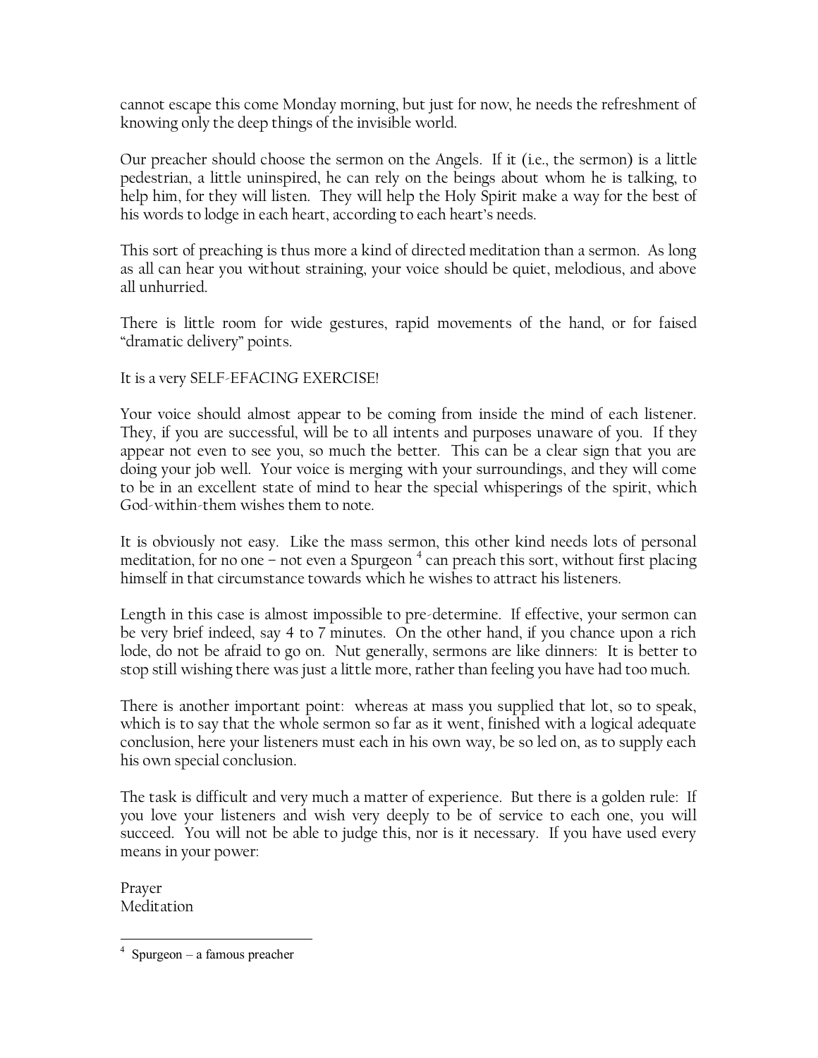cannot escape this come Monday morning, but just for now, he needs the refreshment of knowing only the deep things of the invisible world.

Our preacher should choose the sermon on the Angels. If it (i.e., the sermon) is a little pedestrian, a little uninspired, he can rely on the beings about whom he is talking, to help him, for they will listen. They will help the Holy Spirit make a way for the best of his words to lodge in each heart, according to each heart's needs.

This sort of preaching is thus more a kind of directed meditation than a sermon. As long as all can hear you without straining, your voice should be quiet, melodious, and above all unhurried.

There is little room for wide gestures, rapid movements of the hand, or for faised "dramatic delivery" points.

It is a very SELF-EFACING EXERCISE!

Your voice should almost appear to be coming from inside the mind of each listener. They, if you are successful, will be to all intents and purposes unaware of you. If they appear not even to see you, so much the better. This can be a clear sign that you are doing your job well. Your voice is merging with your surroundings, and they will come to be in an excellent state of mind to hear the special whisperings of the spirit, which God-within-them wishes them to note.

It is obviously not easy. Like the mass sermon, this other kind needs lots of personal meditation, for no one – not even a Spurgeon [4] can preach this sort, without first placing himself in that circumstance towards which he wishes to attract his listeners.

Length in this case is almost impossible to pre-determine. If effective, your sermon can be very brief indeed, say 4 to 7 minutes. On the other hand, if you chance upon a rich lode, do not be afraid to go on. Nut generally, sermons are like dinners: It is better to stop still wishing there was just a little more, rather than feeling you have had too much.

There is another important point: whereas at mass you supplied that lot, so to speak, which is to say that the whole sermon so far as it went, finished with a logical adequate conclusion, here your listeners must each in his own way, be so led on, as to supply each his own special conclusion.

The task is difficult and very much a matter of experience. But there is a golden rule: If you love your listeners and wish very deeply to be of service to each one, you will succeed. You will not be able to judge this, nor is it necessary. If you have used every means in your power:

Prayer
Meditation

---

[4] Spurgeon – a famous preacher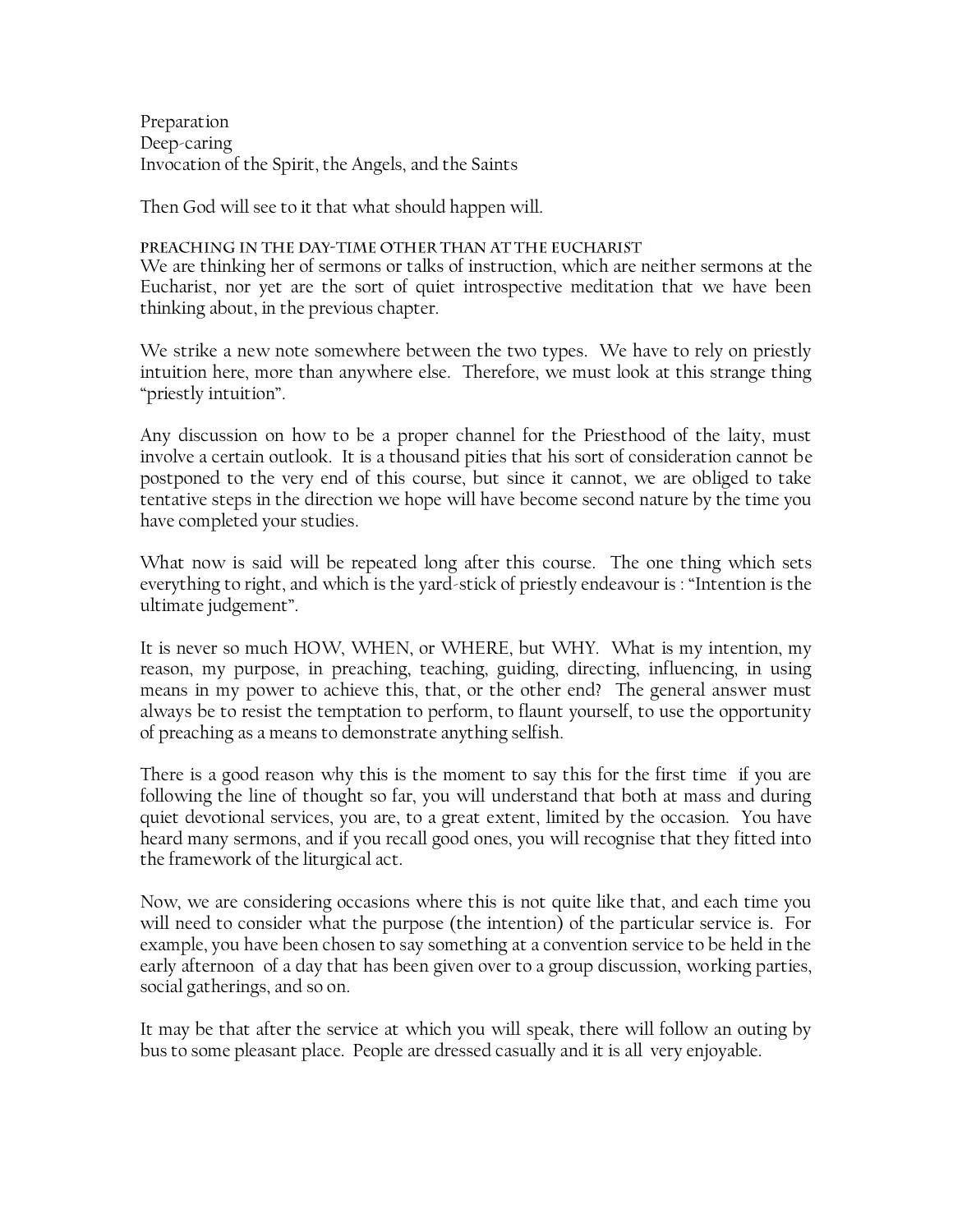Preparation
Deep-caring
Invocation of the Spirit, the Angels, and the Saints

Then God will see to it that what should happen will.

### Preaching in the Day-time Other Than at the Eucharist

We are thinking her of sermons or talks of instruction, which are neither sermons at the Eucharist, nor yet are the sort of quiet introspective meditation that we have been thinking about, in the previous chapter.

We strike a new note somewhere between the two types. We have to rely on priestly intuition here, more than anywhere else. Therefore, we must look at this strange thing "priestly intuition".

Any discussion on how to be a proper channel for the Priesthood of the laity, must involve a certain outlook. It is a thousand pities that his sort of consideration cannot be postponed to the very end of this course, but since it cannot, we are obliged to take tentative steps in the direction we hope will have become second nature by the time you have completed your studies.

What now is said will be repeated long after this course. The one thing which sets everything to right, and which is the yard-stick of priestly endeavour is : "Intention is the ultimate judgement".

It is never so much HOW, WHEN, or WHERE, but WHY. What is my intention, my reason, my purpose, in preaching, teaching, guiding, directing, influencing, in using means in my power to achieve this, that, or the other end? The general answer must always be to resist the temptation to perform, to flaunt yourself, to use the opportunity of preaching as a means to demonstrate anything selfish.

There is a good reason why this is the moment to say this for the first time if you are following the line of thought so far, you will understand that both at mass and during quiet devotional services, you are, to a great extent, limited by the occasion. You have heard many sermons, and if you recall good ones, you will recognise that they fitted into the framework of the liturgical act.

Now, we are considering occasions where this is not quite like that, and each time you will need to consider what the purpose (the intention) of the particular service is. For example, you have been chosen to say something at a convention service to be held in the early afternoon of a day that has been given over to a group discussion, working parties, social gatherings, and so on.

It may be that after the service at which you will speak, there will follow an outing by bus to some pleasant place. People are dressed casually and it is all very enjoyable.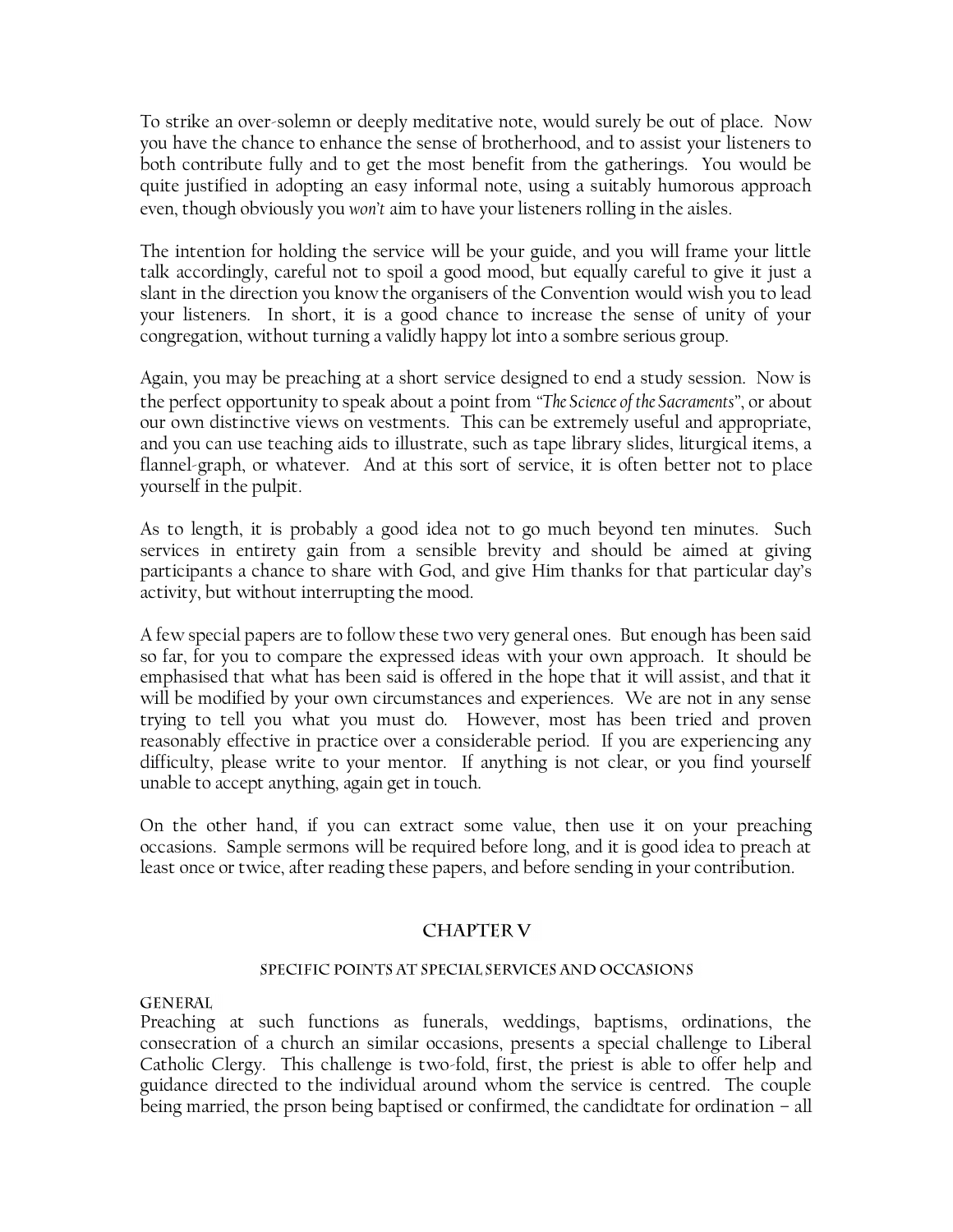To strike an over-solemn or deeply meditative note, would surely be out of place. Now you have the chance to enhance the sense of brotherhood, and to assist your listeners to both contribute fully and to get the most benefit from the gatherings. You would be quite justified in adopting an easy informal note, using a suitably humorous approach even, though obviously you *won't* aim to have your listeners rolling in the aisles.

The intention for holding the service will be your guide, and you will frame your little talk accordingly, careful not to spoil a good mood, but equally careful to give it just a slant in the direction you know the organisers of the Convention would wish you to lead your listeners. In short, it is a good chance to increase the sense of unity of your congregation, without turning a validly happy lot into a sombre serious group.

Again, you may be preaching at a short service designed to end a study session. Now is the perfect opportunity to speak about a point from "*The Science of the Sacraments*", or about our own distinctive views on vestments. This can be extremely useful and appropriate, and you can use teaching aids to illustrate, such as tape library slides, liturgical items, a flannel-graph, or whatever. And at this sort of service, it is often better not to place yourself in the pulpit.

As to length, it is probably a good idea not to go much beyond ten minutes. Such services in entirety gain from a sensible brevity and should be aimed at giving participants a chance to share with God, and give Him thanks for that particular day's activity, but without interrupting the mood.

A few special papers are to follow these two very general ones. But enough has been said so far, for you to compare the expressed ideas with your own approach. It should be emphasised that what has been said is offered in the hope that it will assist, and that it will be modified by your own circumstances and experiences. We are not in any sense trying to tell you what you must do. However, most has been tried and proven reasonably effective in practice over a considerable period. If you are experiencing any difficulty, please write to your mentor. If anything is not clear, or you find yourself unable to accept anything, again get in touch.

On the other hand, if you can extract some value, then use it on your preaching occasions. Sample sermons will be required before long, and it is good idea to preach at least once or twice, after reading these papers, and before sending in your contribution.

## CHAPTER V

### SPECIFIC POINTS AT SPECIAL SERVICES AND OCCASIONS

#### GENERAL

Preaching at such functions as funerals, weddings, baptisms, ordinations, the consecration of a church an similar occasions, presents a special challenge to Liberal Catholic Clergy. This challenge is two-fold, first, the priest is able to offer help and guidance directed to the individual around whom the service is centred. The couple being married, the prson being baptised or confirmed, the candidtate for ordination – all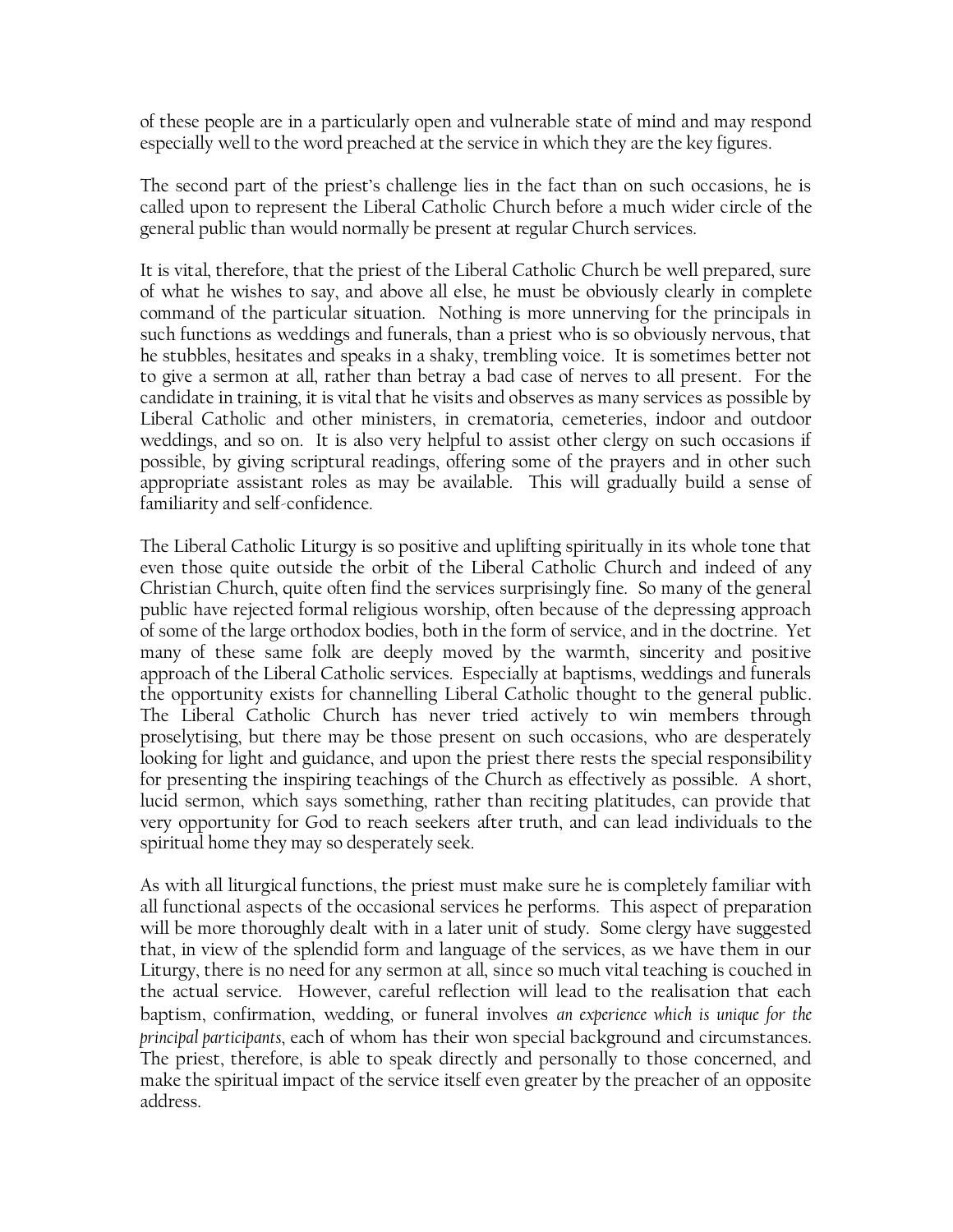of these people are in a particularly open and vulnerable state of mind and may respond especially well to the word preached at the service in which they are the key figures.

The second part of the priest's challenge lies in the fact than on such occasions, he is called upon to represent the Liberal Catholic Church before a much wider circle of the general public than would normally be present at regular Church services.

It is vital, therefore, that the priest of the Liberal Catholic Church be well prepared, sure of what he wishes to say, and above all else, he must be obviously clearly in complete command of the particular situation. Nothing is more unnerving for the principals in such functions as weddings and funerals, than a priest who is so obviously nervous, that he stubbles, hesitates and speaks in a shaky, trembling voice. It is sometimes better not to give a sermon at all, rather than betray a bad case of nerves to all present. For the candidate in training, it is vital that he visits and observes as many services as possible by Liberal Catholic and other ministers, in crematoria, cemeteries, indoor and outdoor weddings, and so on. It is also very helpful to assist other clergy on such occasions if possible, by giving scriptural readings, offering some of the prayers and in other such appropriate assistant roles as may be available. This will gradually build a sense of familiarity and self-confidence.

The Liberal Catholic Liturgy is so positive and uplifting spiritually in its whole tone that even those quite outside the orbit of the Liberal Catholic Church and indeed of any Christian Church, quite often find the services surprisingly fine. So many of the general public have rejected formal religious worship, often because of the depressing approach of some of the large orthodox bodies, both in the form of service, and in the doctrine. Yet many of these same folk are deeply moved by the warmth, sincerity and positive approach of the Liberal Catholic services. Especially at baptisms, weddings and funerals the opportunity exists for channelling Liberal Catholic thought to the general public. The Liberal Catholic Church has never tried actively to win members through proselytising, but there may be those present on such occasions, who are desperately looking for light and guidance, and upon the priest there rests the special responsibility for presenting the inspiring teachings of the Church as effectively as possible. A short, lucid sermon, which says something, rather than reciting platitudes, can provide that very opportunity for God to reach seekers after truth, and can lead individuals to the spiritual home they may so desperately seek.

As with all liturgical functions, the priest must make sure he is completely familiar with all functional aspects of the occasional services he performs. This aspect of preparation will be more thoroughly dealt with in a later unit of study. Some clergy have suggested that, in view of the splendid form and language of the services, as we have them in our Liturgy, there is no need for any sermon at all, since so much vital teaching is couched in the actual service. However, careful reflection will lead to the realisation that each baptism, confirmation, wedding, or funeral involves *an experience which is unique for the principal participants*, each of whom has their won special background and circumstances. The priest, therefore, is able to speak directly and personally to those concerned, and make the spiritual impact of the service itself even greater by the preacher of an opposite address.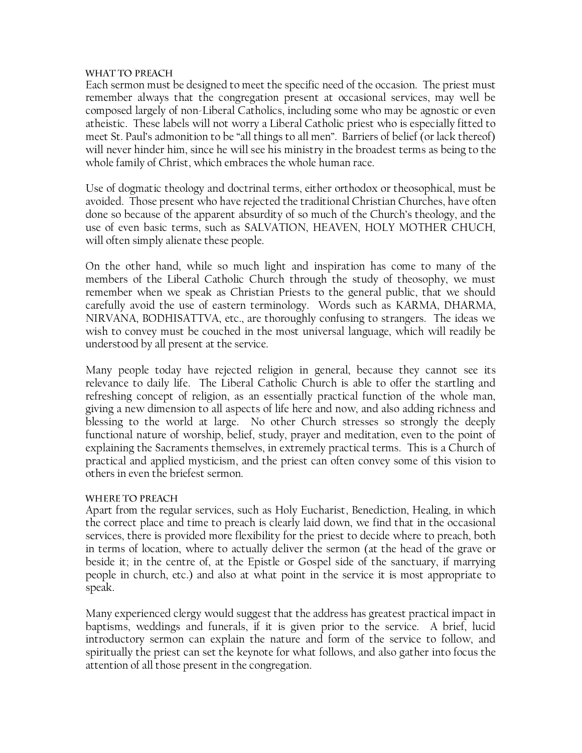### WHAT TO PREACH

Each sermon must be designed to meet the specific need of the occasion. The priest must remember always that the congregation present at occasional services, may well be composed largely of non-Liberal Catholics, including some who may be agnostic or even atheistic. These labels will not worry a Liberal Catholic priest who is especially fitted to meet St. Paul's admonition to be "all things to all men". Barriers of belief (or lack thereof) will never hinder him, since he will see his ministry in the broadest terms as being to the whole family of Christ, which embraces the whole human race.

Use of dogmatic theology and doctrinal terms, either orthodox or theosophical, must be avoided. Those present who have rejected the traditional Christian Churches, have often done so because of the apparent absurdity of so much of the Church's theology, and the use of even basic terms, such as SALVATION, HEAVEN, HOLY MOTHER CHUCH, will often simply alienate these people.

On the other hand, while so much light and inspiration has come to many of the members of the Liberal Catholic Church through the study of theosophy, we must remember when we speak as Christian Priests to the general public, that we should carefully avoid the use of eastern terminology. Words such as KARMA, DHARMA, NIRVANA, BODHISATTVA, etc., are thoroughly confusing to strangers. The ideas we wish to convey must be couched in the most universal language, which will readily be understood by all present at the service.

Many people today have rejected religion in general, because they cannot see its relevance to daily life. The Liberal Catholic Church is able to offer the startling and refreshing concept of religion, as an essentially practical function of the whole man, giving a new dimension to all aspects of life here and now, and also adding richness and blessing to the world at large. No other Church stresses so strongly the deeply functional nature of worship, belief, study, prayer and meditation, even to the point of explaining the Sacraments themselves, in extremely practical terms. This is a Church of practical and applied mysticism, and the priest can often convey some of this vision to others in even the briefest sermon.

### WHERE TO PREACH

Apart from the regular services, such as Holy Eucharist, Benediction, Healing, in which the correct place and time to preach is clearly laid down, we find that in the occasional services, there is provided more flexibility for the priest to decide where to preach, both in terms of location, where to actually deliver the sermon (at the head of the grave or beside it; in the centre of, at the Epistle or Gospel side of the sanctuary, if marrying people in church, etc.) and also at what point in the service it is most appropriate to speak.

Many experienced clergy would suggest that the address has greatest practical impact in baptisms, weddings and funerals, if it is given prior to the service. A brief, lucid introductory sermon can explain the nature and form of the service to follow, and spiritually the priest can set the keynote for what follows, and also gather into focus the attention of all those present in the congregation.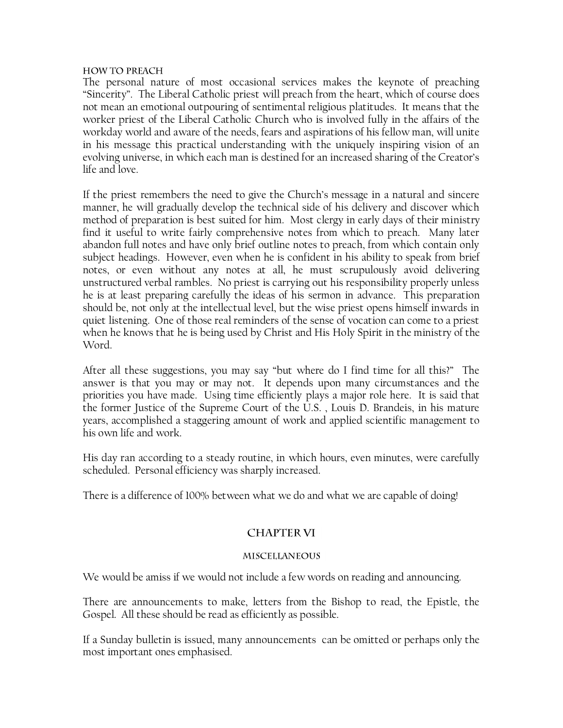### HOW TO PREACH

The personal nature of most occasional services makes the keynote of preaching "Sincerity". The Liberal Catholic priest will preach from the heart, which of course does not mean an emotional outpouring of sentimental religious platitudes. It means that the worker priest of the Liberal Catholic Church who is involved fully in the affairs of the workday world and aware of the needs, fears and aspirations of his fellow man, will unite in his message this practical understanding with the uniquely inspiring vision of an evolving universe, in which each man is destined for an increased sharing of the Creator's life and love.

If the priest remembers the need to give the Church's message in a natural and sincere manner, he will gradually develop the technical side of his delivery and discover which method of preparation is best suited for him. Most clergy in early days of their ministry find it useful to write fairly comprehensive notes from which to preach. Many later abandon full notes and have only brief outline notes to preach, from which contain only subject headings. However, even when he is confident in his ability to speak from brief notes, or even without any notes at all, he must scrupulously avoid delivering unstructured verbal rambles. No priest is carrying out his responsibility properly unless he is at least preparing carefully the ideas of his sermon in advance. This preparation should be, not only at the intellectual level, but the wise priest opens himself inwards in quiet listening. One of those real reminders of the sense of vocation can come to a priest when he knows that he is being used by Christ and His Holy Spirit in the ministry of the Word.

After all these suggestions, you may say "but where do I find time for all this?" The answer is that you may or may not. It depends upon many circumstances and the priorities you have made. Using time efficiently plays a major role here. It is said that the former Justice of the Supreme Court of the U.S. , Louis D. Brandeis, in his mature years, accomplished a staggering amount of work and applied scientific management to his own life and work.

His day ran according to a steady routine, in which hours, even minutes, were carefully scheduled. Personal efficiency was sharply increased.

There is a difference of 100% between what we do and what we are capable of doing!

## CHAPTER VI

### MISCELLANEOUS

We would be amiss if we would not include a few words on reading and announcing.

There are announcements to make, letters from the Bishop to read, the Epistle, the Gospel. All these should be read as efficiently as possible.

If a Sunday bulletin is issued, many announcements can be omitted or perhaps only the most important ones emphasised.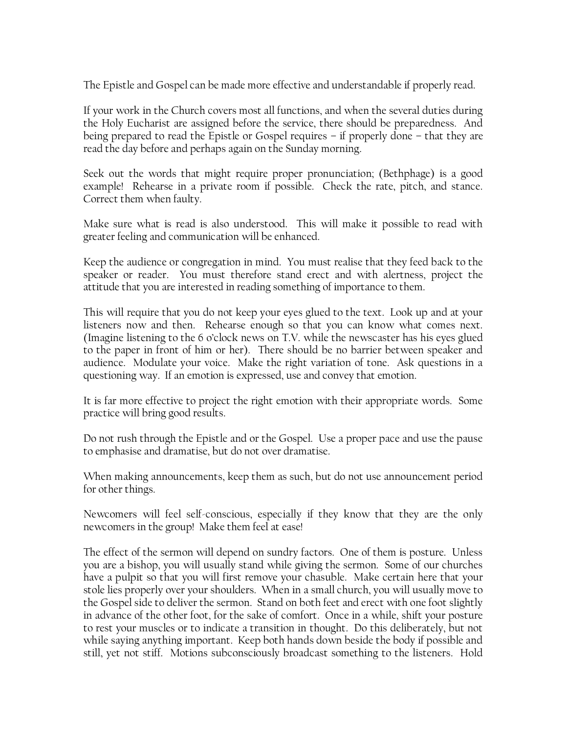The Epistle and Gospel can be made more effective and understandable if properly read.

If your work in the Church covers most all functions, and when the several duties during the Holy Eucharist are assigned before the service, there should be preparedness. And being prepared to read the Epistle or Gospel requires – if properly done – that they are read the day before and perhaps again on the Sunday morning.

Seek out the words that might require proper pronunciation; (Bethphage) is a good example! Rehearse in a private room if possible. Check the rate, pitch, and stance. Correct them when faulty.

Make sure what is read is also understood. This will make it possible to read with greater feeling and communication will be enhanced.

Keep the audience or congregation in mind. You must realise that they feed back to the speaker or reader. You must therefore stand erect and with alertness, project the attitude that you are interested in reading something of importance to them.

This will require that you do not keep your eyes glued to the text. Look up and at your listeners now and then. Rehearse enough so that you can know what comes next. (Imagine listening to the 6 o'clock news on T.V. while the newscaster has his eyes glued to the paper in front of him or her). There should be no barrier between speaker and audience. Modulate your voice. Make the right variation of tone. Ask questions in a questioning way. If an emotion is expressed, use and convey that emotion.

It is far more effective to project the right emotion with their appropriate words. Some practice will bring good results.

Do not rush through the Epistle and or the Gospel. Use a proper pace and use the pause to emphasise and dramatise, but do not over dramatise.

When making announcements, keep them as such, but do not use announcement period for other things.

Newcomers will feel self-conscious, especially if they know that they are the only newcomers in the group! Make them feel at ease!

The effect of the sermon will depend on sundry factors. One of them is posture. Unless you are a bishop, you will usually stand while giving the sermon. Some of our churches have a pulpit so that you will first remove your chasuble. Make certain here that your stole lies properly over your shoulders. When in a small church, you will usually move to the Gospel side to deliver the sermon. Stand on both feet and erect with one foot slightly in advance of the other foot, for the sake of comfort. Once in a while, shift your posture to rest your muscles or to indicate a transition in thought. Do this deliberately, but not while saying anything important. Keep both hands down beside the body if possible and still, yet not stiff. Motions subconsciously broadcast something to the listeners. Hold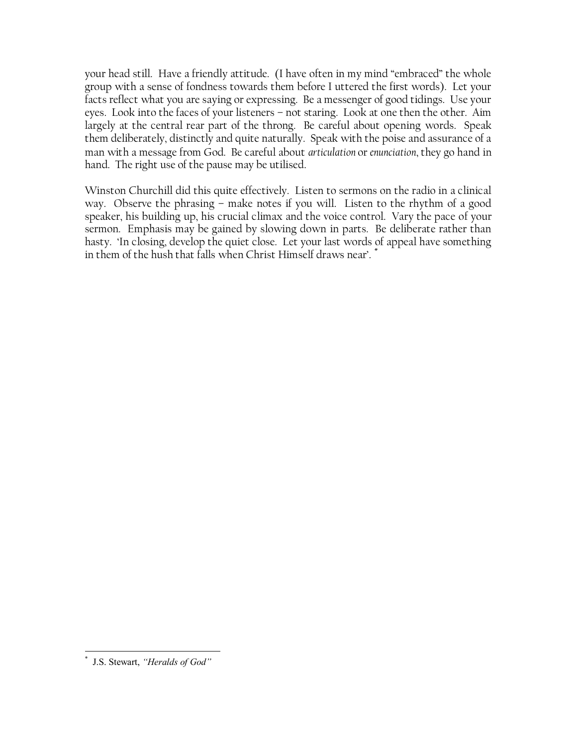your head still. Have a friendly attitude. (I have often in my mind "embraced" the whole group with a sense of fondness towards them before I uttered the first words). Let your facts reflect what you are saying or expressing. Be a messenger of good tidings. Use your eyes. Look into the faces of your listeners – not staring. Look at one then the other. Aim largely at the central rear part of the throng. Be careful about opening words. Speak them deliberately, distinctly and quite naturally. Speak with the poise and assurance of a man with a message from God. Be careful about *articulation* or *enunciation*, they go hand in hand. The right use of the pause may be utilised.

Winston Churchill did this quite effectively. Listen to sermons on the radio in a clinical way. Observe the phrasing – make notes if you will. Listen to the rhythm of a good speaker, his building up, his crucial climax and the voice control. Vary the pace of your sermon. Emphasis may be gained by slowing down in parts. Be deliberate rather than hasty. 'In closing, develop the quiet close. Let your last words of appeal have something in them of the hush that falls when Christ Himself draws near'. [*]

---

[*] J.S. Stewart, *"Heralds of God"*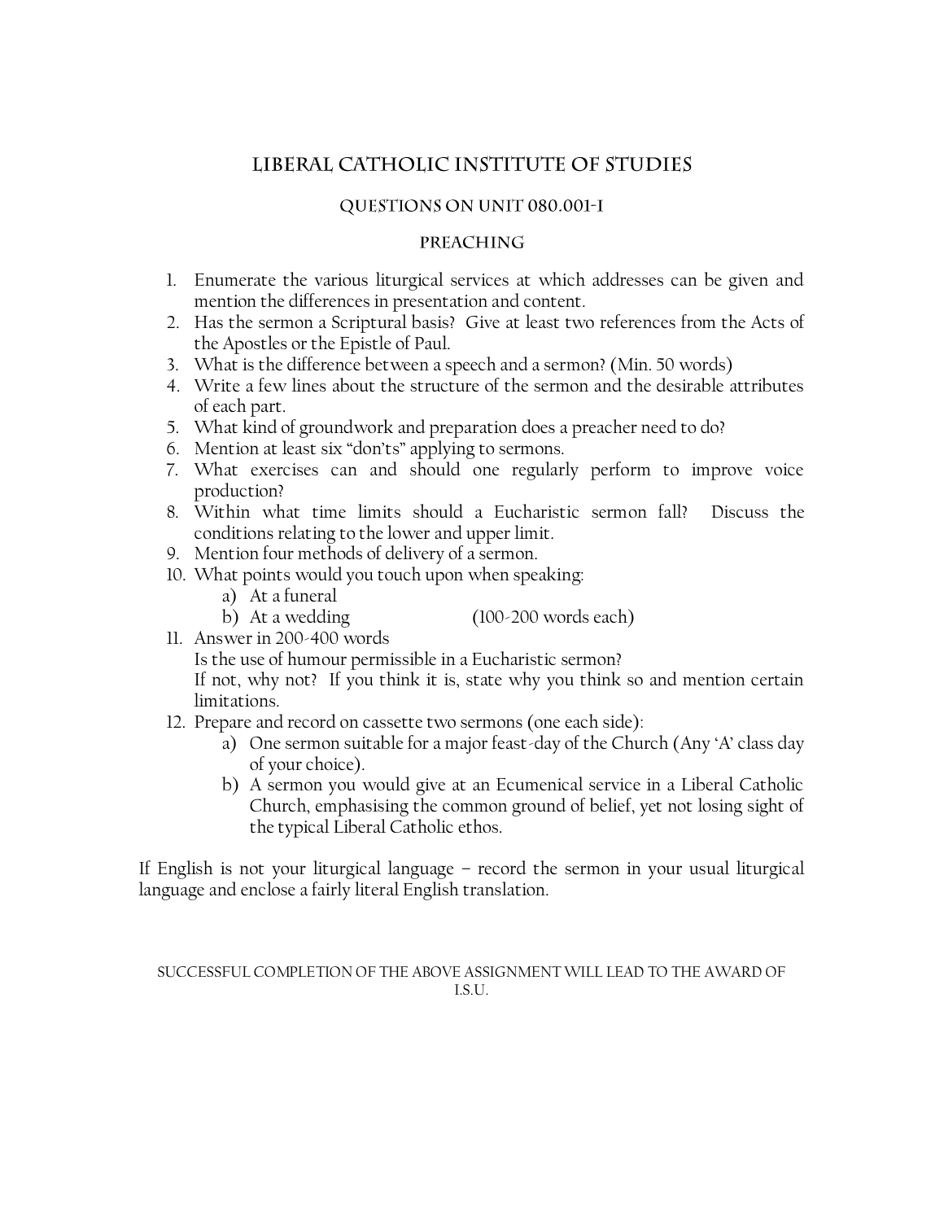# LIBERAL CATHOLIC INSTITUTE OF STUDIES

## QUESTIONS ON UNIT 080.001-I

### PREACHING

1. Enumerate the various liturgical services at which addresses can be given and mention the differences in presentation and content.
2. Has the sermon a Scriptural basis? Give at least two references from the Acts of the Apostles or the Epistle of Paul.
3. What is the difference between a speech and a sermon? (Min. 50 words)
4. Write a few lines about the structure of the sermon and the desirable attributes of each part.
5. What kind of groundwork and preparation does a preacher need to do?
6. Mention at least six "don'ts" applying to sermons.
7. What exercises can and should one regularly perform to improve voice production?
8. Within what time limits should a Eucharistic sermon fall? Discuss the conditions relating to the lower and upper limit.
9. Mention four methods of delivery of a sermon.
10. What points would you touch upon when speaking:
    a) At a funeral
    b) At a wedding (100-200 words each)
11. Answer in 200-400 words
    Is the use of humour permissible in a Eucharistic sermon?
    If not, why not? If you think it is, state why you think so and mention certain limitations.
12. Prepare and record on cassette two sermons (one each side):
    a) One sermon suitable for a major feast-day of the Church (Any 'A' class day of your choice).
    b) A sermon you would give at an Ecumenical service in a Liberal Catholic Church, emphasising the common ground of belief, yet not losing sight of the typical Liberal Catholic ethos.

If English is not your liturgical language – record the sermon in your usual liturgical language and enclose a fairly literal English translation.

SUCCESSFUL COMPLETION OF THE ABOVE ASSIGNMENT WILL LEAD TO THE AWARD OF I.S.U.